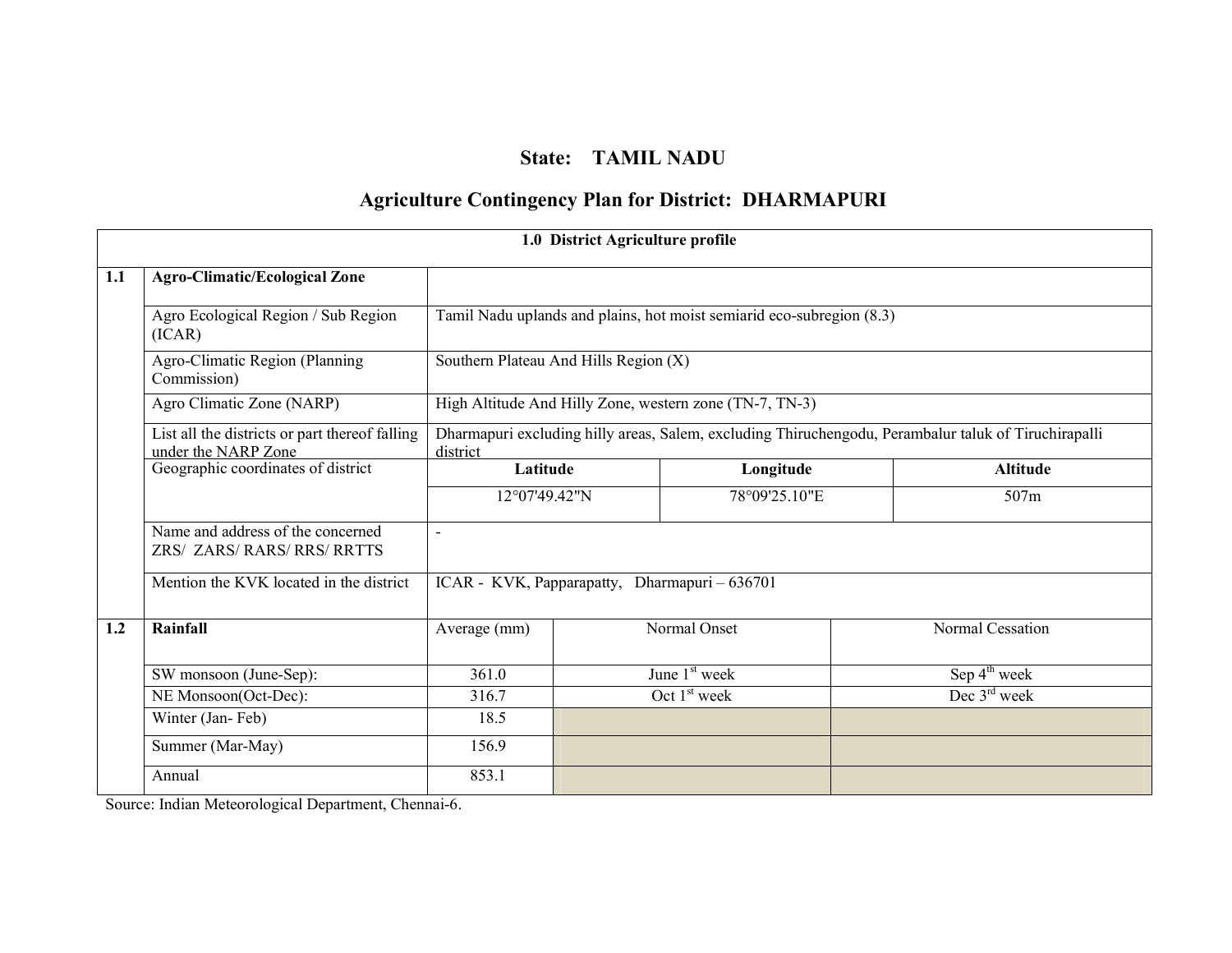# State: TAMIL NADU

## Agriculture Contingency Plan for District: DHARMAPURI

| 1.0 District Agriculture profile | | | | |
|---|---|---|---|---|
| **1.1** | **Agro-Climatic/Ecological Zone** | | | |
| | Agro Ecological Region / Sub Region (ICAR) | Tamil Nadu uplands and plains, hot moist semiarid eco-subregion (8.3) | | |
| | Agro-Climatic Region (Planning Commission) | Southern Plateau And Hills Region (X) | | |
| | Agro Climatic Zone (NARP) | High Altitude And Hilly Zone, western zone (TN-7, TN-3) | | |
| | List all the districts or part thereof falling under the NARP Zone | Dharmapuri excluding hilly areas, Salem, excluding Thiruchengodu, Perambalur taluk of Tiruchirapalli district | | |
| | Geographic coordinates of district | **Latitude** | **Longitude** | **Altitude** |
| | | 12°07'49.42"N | 78°09'25.10"E | 507m |
| | Name and address of the concerned ZRS/ ZARS/ RARS/ RRS/ RRTTS | - | | |
| | Mention the KVK located in the district | ICAR - KVK, Papparapatty, Dharmapuri – 636701 | | |
| **1.2** | **Rainfall** | Average (mm) | Normal Onset | Normal Cessation |
| | SW monsoon (June-Sep): | 361.0 | June 1st week | Sep 4th week |
| | NE Monsoon(Oct-Dec): | 316.7 | Oct 1st week | Dec 3rd week |
| | Winter (Jan- Feb) | 18.5 | | |
| | Summer (Mar-May) | 156.9 | | |
| | Annual | 853.1 | | |

Source: Indian Meteorological Department, Chennai-6.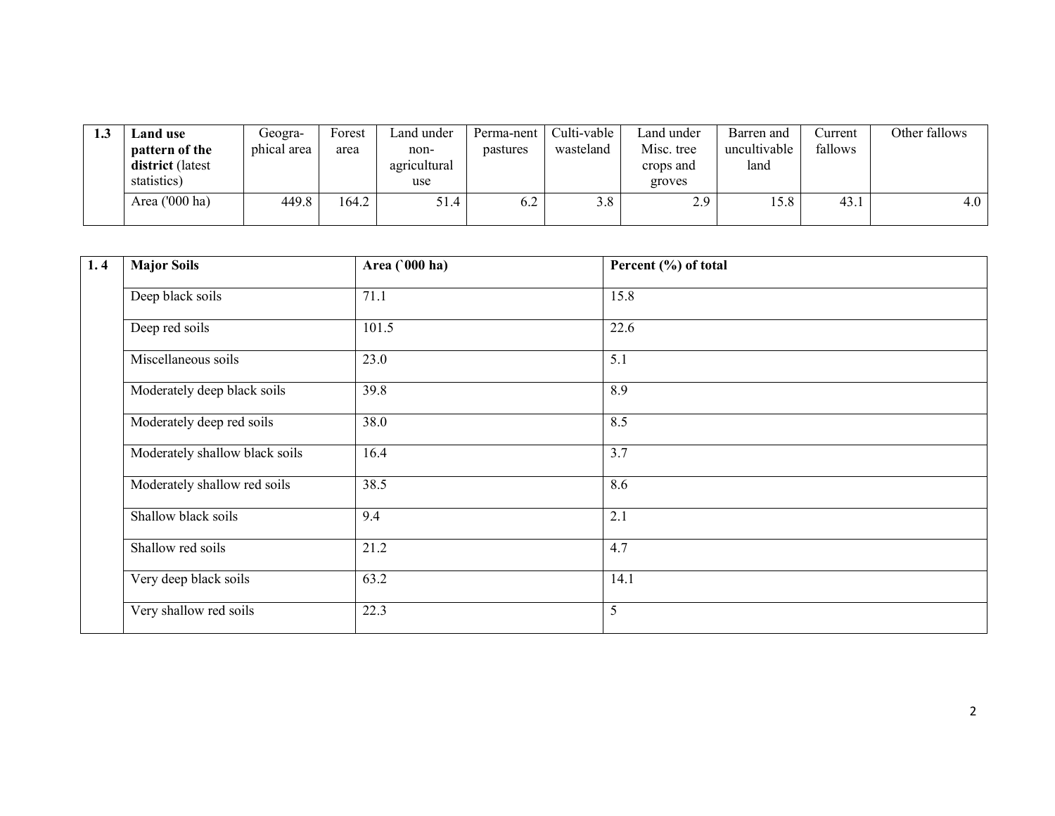| 1.3 | **Land use pattern of the district** (latest statistics) | Geogra-phical area | Forest area | Land under non-agricultural use | Perma-nent pastures | Culti-vable wasteland | Land under Misc. tree crops and groves | Barren and uncultivable land | Current fallows | Other fallows |
|---|---|---|---|---|---|---|---|---|---|---|
| | Area ('000 ha) | 449.8 | 164.2 | 51.4 | 6.2 | 3.8 | 2.9 | 15.8 | 43.1 | 4.0 |

| 1. 4 | **Major Soils** | **Area (`000 ha)** | **Percent (%) of total** |
|---|---|---|---|
| | Deep black soils | 71.1 | 15.8 |
| | Deep red soils | 101.5 | 22.6 |
| | Miscellaneous soils | 23.0 | 5.1 |
| | Moderately deep black soils | 39.8 | 8.9 |
| | Moderately deep red soils | 38.0 | 8.5 |
| | Moderately shallow black soils | 16.4 | 3.7 |
| | Moderately shallow red soils | 38.5 | 8.6 |
| | Shallow black soils | 9.4 | 2.1 |
| | Shallow red soils | 21.2 | 4.7 |
| | Very deep black soils | 63.2 | 14.1 |
| | Very shallow red soils | 22.3 | 5 |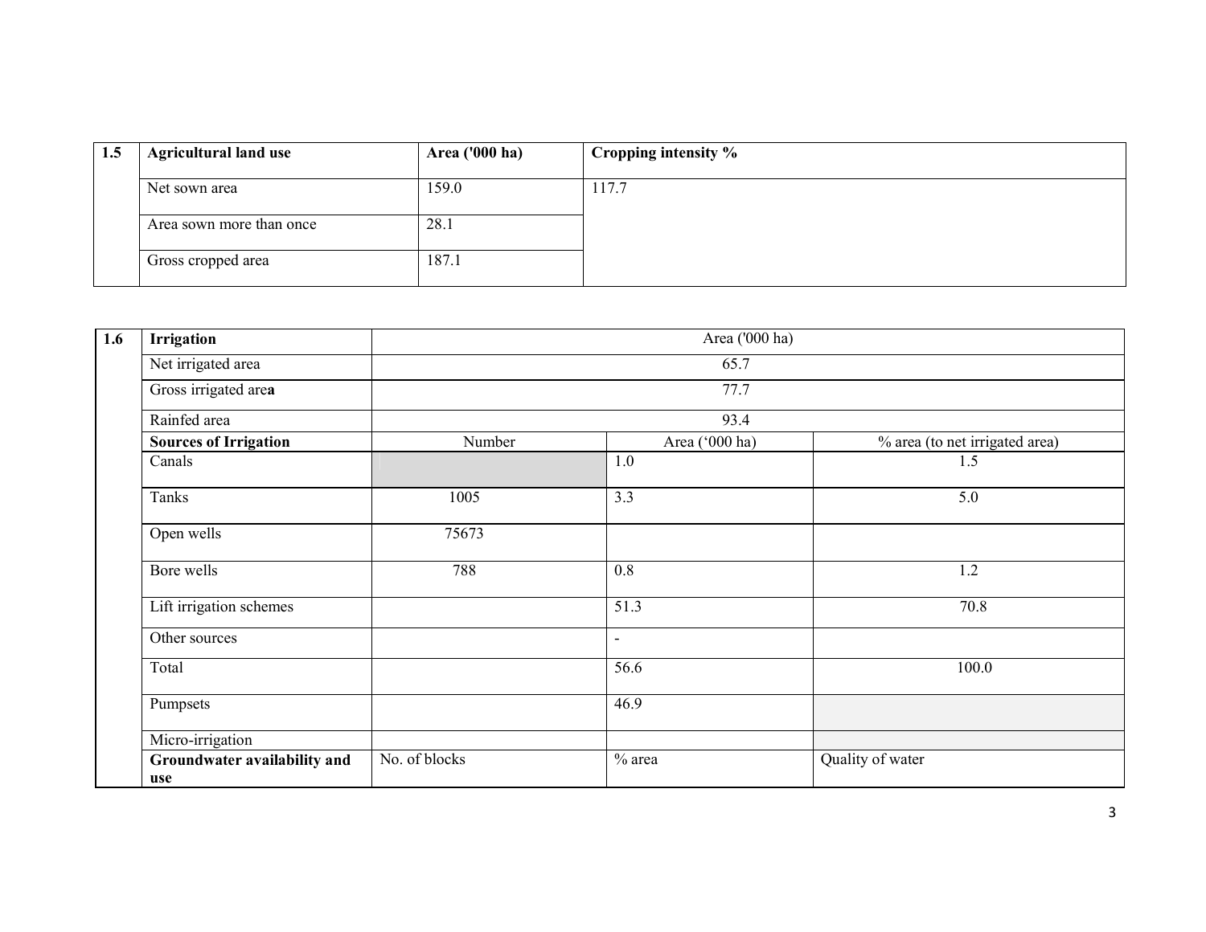| 1.5 | Agricultural land use | Area ('000 ha) | Cropping intensity % |
|---|---|---|---|
| | Net sown area | 159.0 | 117.7 |
| | Area sown more than once | 28.1 | |
| | Gross cropped area | 187.1 | |

| 1.6 | Irrigation | Area ('000 ha) | | |
|---|---|---|---|---|
| | Net irrigated area | 65.7 | | |
| | Gross irrigated area | 77.7 | | |
| | Rainfed area | 93.4 | | |
| | **Sources of Irrigation** | Number | Area ('000 ha) | % area (to net irrigated area) |
| | Canals | | 1.0 | 1.5 |
| | Tanks | 1005 | 3.3 | 5.0 |
| | Open wells | 75673 | | |
| | Bore wells | 788 | 0.8 | 1.2 |
| | Lift irrigation schemes | | 51.3 | 70.8 |
| | Other sources | | - | |
| | Total | | 56.6 | 100.0 |
| | Pumpsets | | 46.9 | |
| | Micro-irrigation | | | |
| | **Groundwater availability and use** | No. of blocks | % area | Quality of water |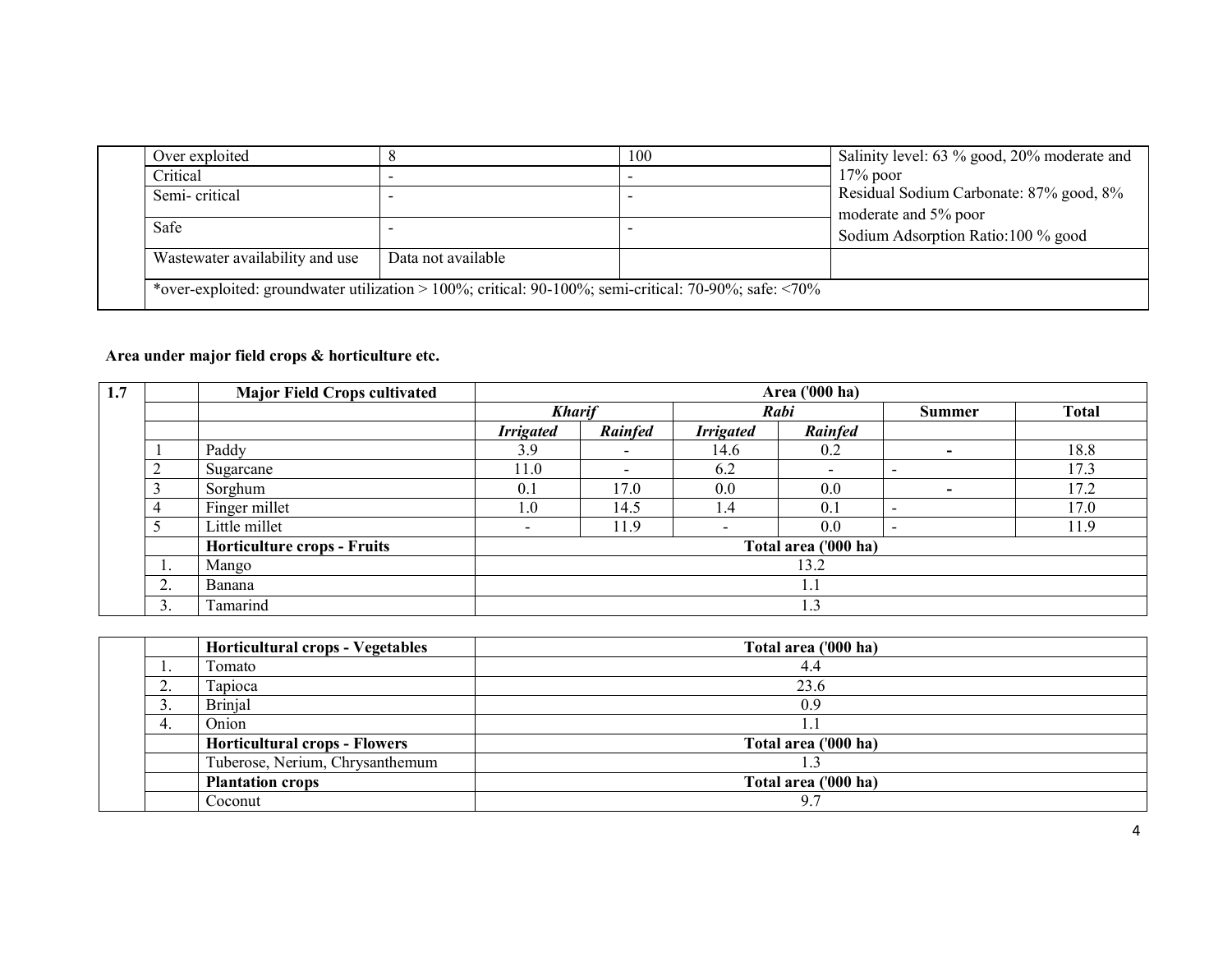| | | | | |
|---|---|---|---|---|
| | Over exploited | 8 | 100 | Salinity level: 63 % good, 20% moderate and 17% poor<br>Residual Sodium Carbonate: 87% good, 8% moderate and 5% poor<br>Sodium Adsorption Ratio:100 % good |
| | Critical | - | - | |
| | Semi- critical | - | - | |
| | Safe | - | - | |
| | Wastewater availability and use | Data not available | | |
| | *over-exploited: groundwater utilization > 100%; critical: 90-100%; semi-critical: 70-90%; safe: <70% | | | |

**Area under major field crops & horticulture etc.**

| 1.7 | | Major Field Crops cultivated | Area ('000 ha) | | | | | |
|---|---|---|---|---|---|---|---|---|
| | | | ***Kharif*** | | ***Rabi*** | | **Summer** | **Total** |
| | | | ***Irrigated*** | ***Rainfed*** | ***Irrigated*** | ***Rainfed*** | | |
| | 1 | Paddy | 3.9 | - | 14.6 | 0.2 | - | 18.8 |
| | 2 | Sugarcane | 11.0 | - | 6.2 | - | - | 17.3 |
| | 3 | Sorghum | 0.1 | 17.0 | 0.0 | 0.0 | - | 17.2 |
| | 4 | Finger millet | 1.0 | 14.5 | 1.4 | 0.1 | - | 17.0 |
| | 5 | Little millet | - | 11.9 | - | 0.0 | - | 11.9 |
| | | **Horticulture crops - Fruits** | **Total area ('000 ha)** | | | | | |
| | 1. | Mango | 13.2 | | | | | |
| | 2. | Banana | 1.1 | | | | | |
| | 3. | Tamarind | 1.3 | | | | | |

| | | | |
|---|---|---|---|
| | | **Horticultural crops - Vegetables** | **Total area ('000 ha)** |
| | 1. | Tomato | 4.4 |
| | 2. | Tapioca | 23.6 |
| | 3. | Brinjal | 0.9 |
| | 4. | Onion | 1.1 |
| | | **Horticultural crops - Flowers** | **Total area ('000 ha)** |
| | | Tuberose, Nerium, Chrysanthemum | 1.3 |
| | | **Plantation crops** | **Total area ('000 ha)** |
| | | Coconut | 9.7 |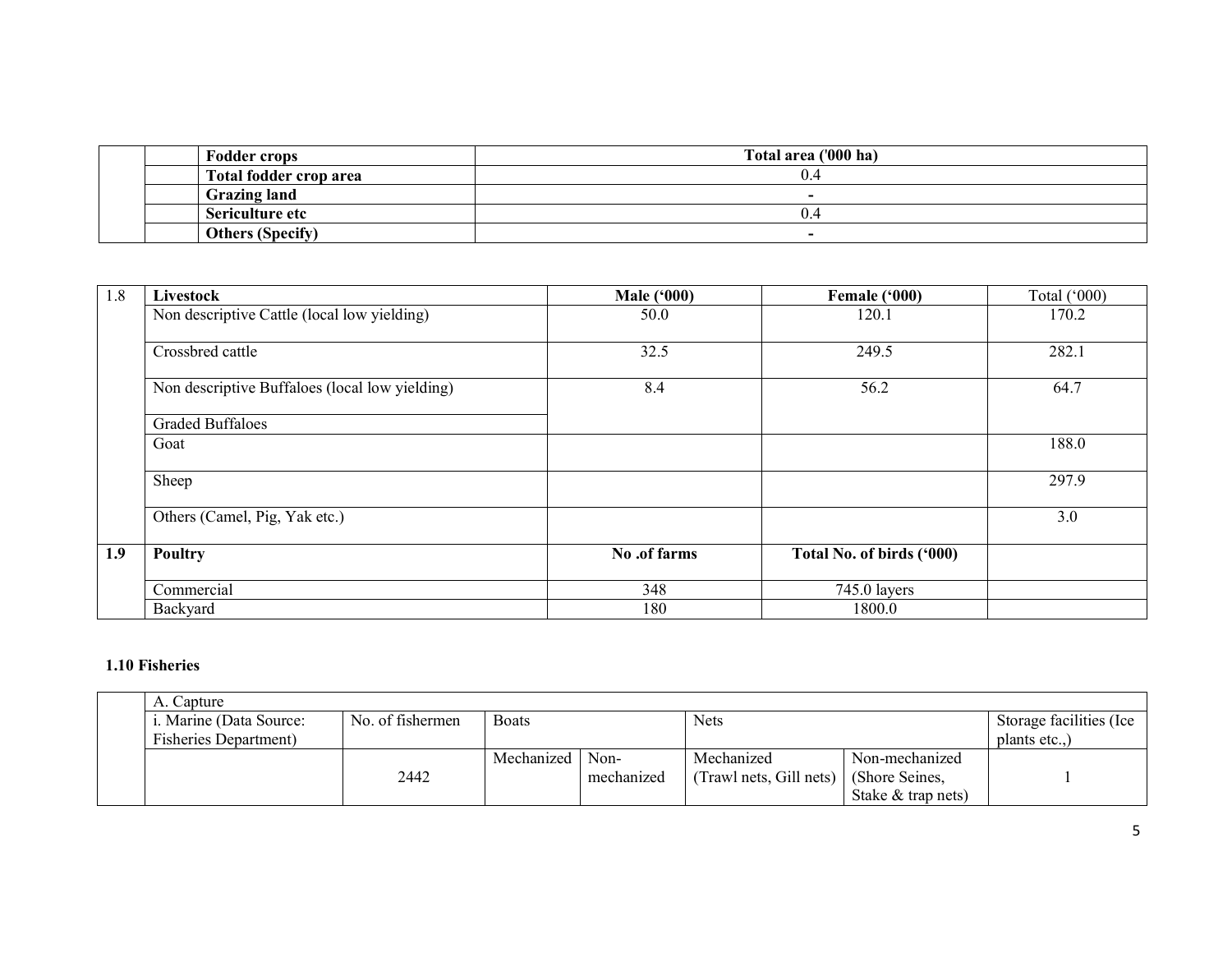| | | Fodder crops | Total area ('000 ha) |
|---|---|---|---|
| | | Total fodder crop area | 0.4 |
| | | Grazing land | - |
| | | Sericulture etc | 0.4 |
| | | Others (Specify) | - |

| 1.8 | Livestock | Male ('000) | Female ('000) | Total ('000) |
|---|---|---|---|---|
| | Non descriptive Cattle (local low yielding) | 50.0 | 120.1 | 170.2 |
| | Crossbred cattle | 32.5 | 249.5 | 282.1 |
| | Non descriptive Buffaloes (local low yielding) | 8.4 | 56.2 | 64.7 |
| | Graded Buffaloes | | | |
| | Goat | | | 188.0 |
| | Sheep | | | 297.9 |
| | Others (Camel, Pig, Yak etc.) | | | 3.0 |
| **1.9** | **Poultry** | **No .of farms** | **Total No. of birds ('000)** | |
| | Commercial | 348 | 745.0 layers | |
| | Backyard | 180 | 1800.0 | |

**1.10 Fisheries**

| | A. Capture | | | | | | |
|---|---|---|---|---|---|---|---|
| | i. Marine (Data Source: Fisheries Department) | No. of fishermen | Boats | | Nets | | Storage facilities (Ice plants etc.,) |
| | | | Mechanized | Non-mechanized | Mechanized (Trawl nets, Gill nets) | Non-mechanized (Shore Seines, Stake & trap nets) | |
| | | 2442 | | | | | 1 |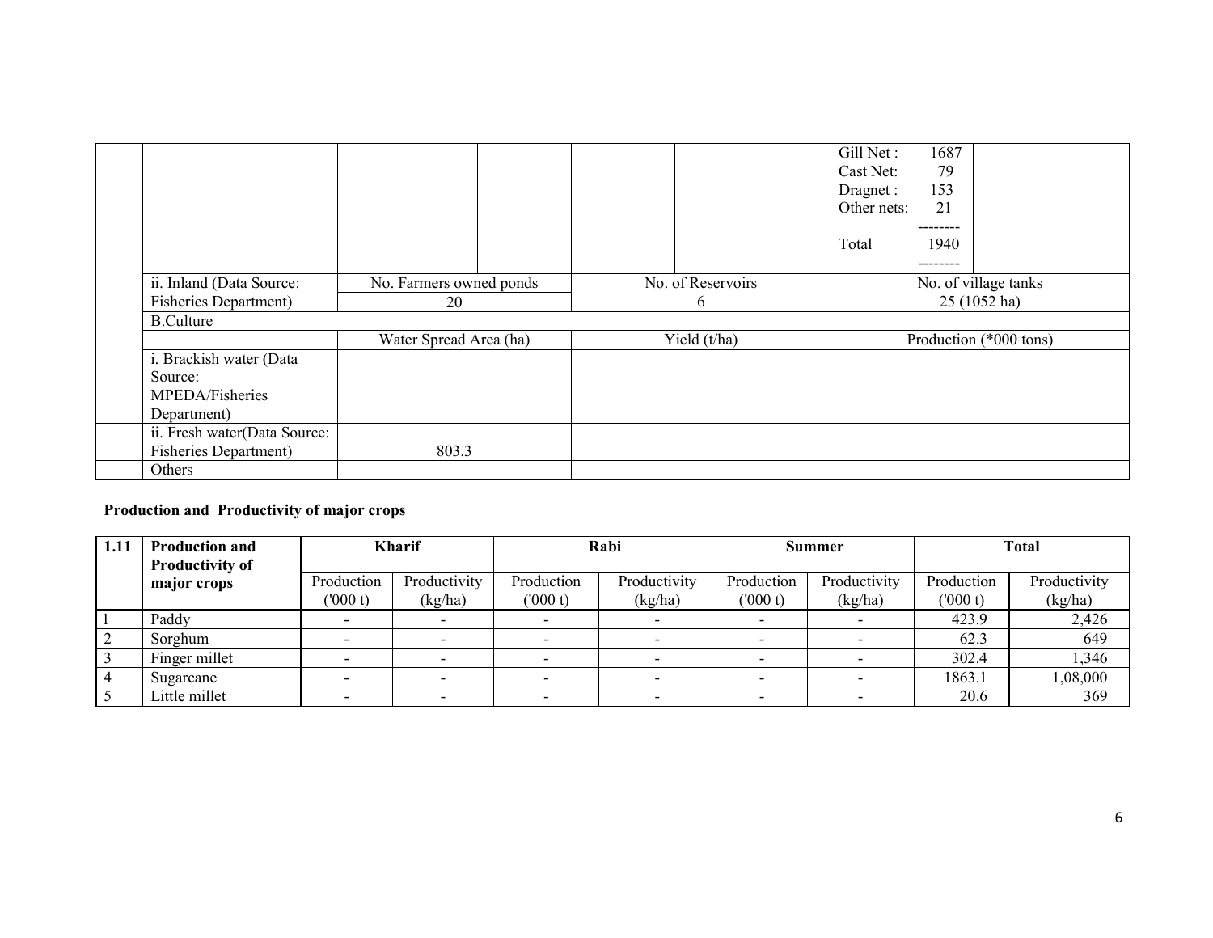| | | | | | | | |
|---|---|---|---|---|---|---|---|
| | | | | | | Gill Net : 1687<br>Cast Net: 79<br>Dragnet : 153<br>Other nets: 21<br>--------<br>Total 1940<br>-------- | |
| | ii. Inland (Data Source: Fisheries Department) | No. Farmers owned ponds<br>20 | | No. of Reservoirs<br>6 | | No. of village tanks<br>25 (1052 ha) | |
| | B.Culture | | | | | | |
| | | Water Spread Area (ha) | | Yield (t/ha) | | Production (*000 tons) | |
| | i. Brackish water (Data Source: MPEDA/Fisheries Department) | | | | | | |
| | ii. Fresh water(Data Source: Fisheries Department) | 803.3 | | | | | |
| | Others | | | | | | |

**Production and Productivity of major crops**

| 1.11 | Production and Productivity of major crops | Kharif | | Rabi | | Summer | | Total | |
|---|---|---|---|---|---|---|---|---|---|
| | | Production ('000 t) | Productivity (kg/ha) | Production ('000 t) | Productivity (kg/ha) | Production ('000 t) | Productivity (kg/ha) | Production ('000 t) | Productivity (kg/ha) |
| 1 | Paddy | - | - | - | - | - | - | 423.9 | 2,426 |
| 2 | Sorghum | - | - | - | - | - | - | 62.3 | 649 |
| 3 | Finger millet | - | - | - | - | - | - | 302.4 | 1,346 |
| 4 | Sugarcane | - | - | - | - | - | - | 1863.1 | 1,08,000 |
| 5 | Little millet | - | - | - | - | - | - | 20.6 | 369 |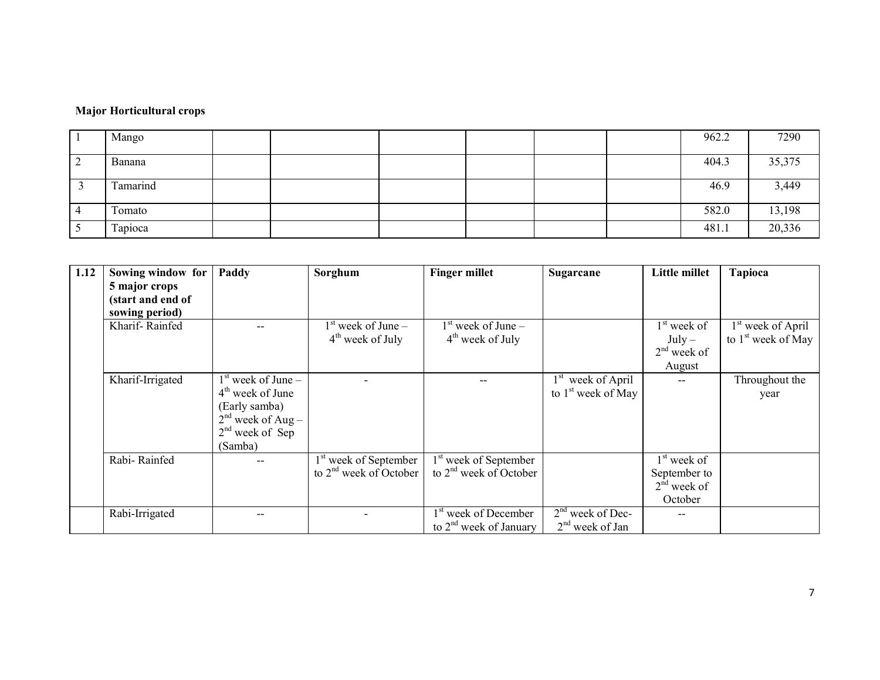**Major Horticultural crops**

| | | | | | | | | | |
|---|---|---|---|---|---|---|---|---|---|
| 1 | Mango | | | | | | | 962.2 | 7290 |
| 2 | Banana | | | | | | | 404.3 | 35,375 |
| 3 | Tamarind | | | | | | | 46.9 | 3,449 |
| 4 | Tomato | | | | | | | 582.0 | 13,198 |
| 5 | Tapioca | | | | | | | 481.1 | 20,336 |

| 1.12 | Sowing window for 5 major crops (start and end of sowing period) | Paddy | Sorghum | Finger millet | Sugarcane | Little millet | Tapioca |
|---|---|---|---|---|---|---|---|
| | Kharif- Rainfed | -- | 1st week of June – 4th week of July | 1st week of June – 4th week of July | | 1st week of July – 2nd week of August | 1st week of April to 1st week of May |
| | Kharif-Irrigated | 1st week of June – 4th week of June (Early samba) 2nd week of Aug – 2nd week of Sep (Samba) | - | -- | 1st week of April to 1st week of May | -- | Throughout the year |
| | Rabi- Rainfed | -- | 1st week of September to 2nd week of October | 1st week of September to 2nd week of October | | 1st week of September to 2nd week of October | |
| | Rabi-Irrigated | -- | - | 1st week of December to 2nd week of January | 2nd week of Dec- 2nd week of Jan | -- | |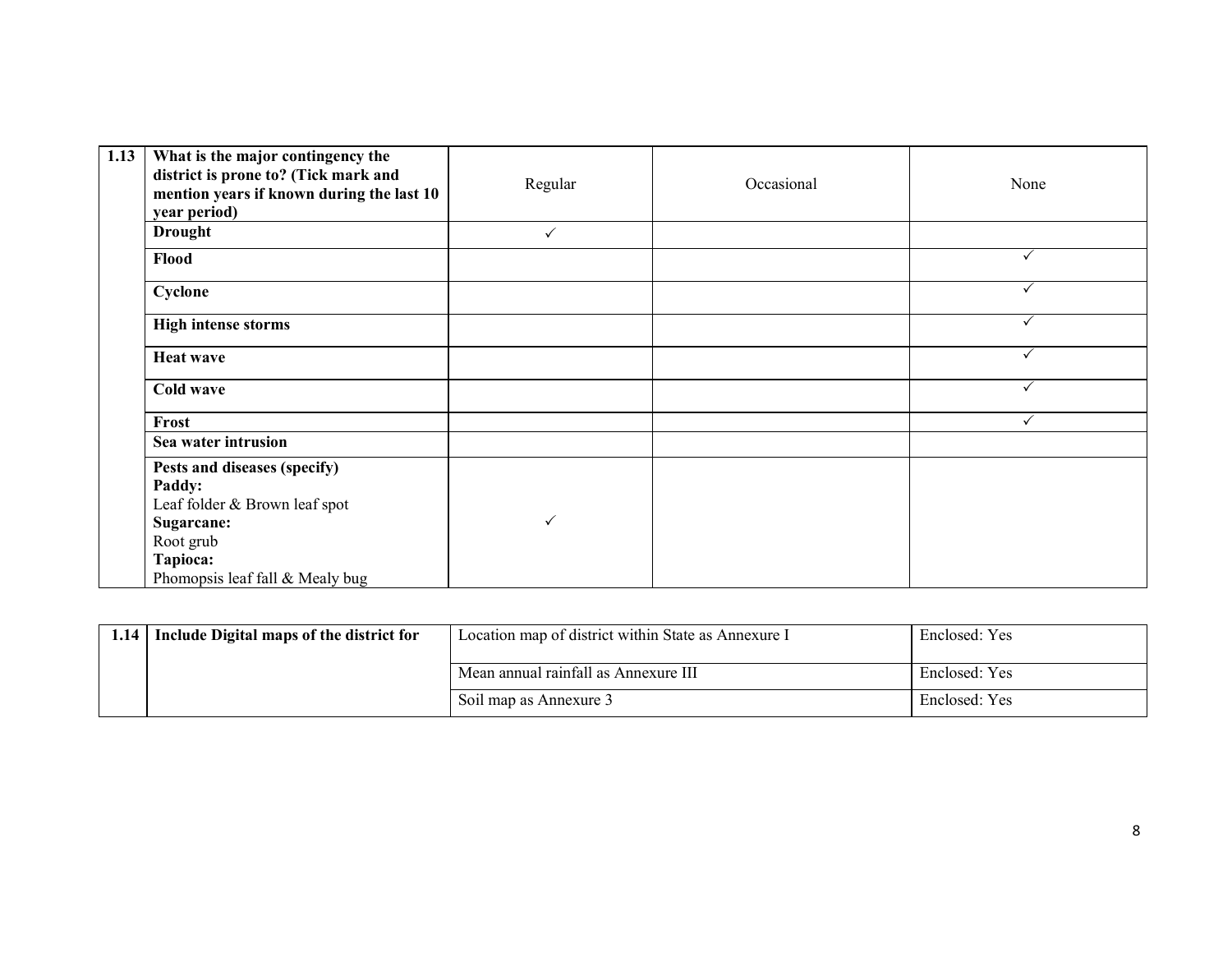| 1.13 | What is the major contingency the district is prone to? (Tick mark and mention years if known during the last 10 year period) | Regular | Occasional | None |
|---|---|---|---|---|
| | **Drought** | ✓ | | |
| | **Flood** | | | ✓ |
| | **Cyclone** | | | ✓ |
| | **High intense storms** | | | ✓ |
| | **Heat wave** | | | ✓ |
| | **Cold wave** | | | ✓ |
| | **Frost** | | | ✓ |
| | **Sea water intrusion** | | | |
| | **Pests and diseases (specify)**<br>**Paddy:**<br>Leaf folder & Brown leaf spot<br>**Sugarcane:**<br>Root grub<br>**Tapioca:**<br>Phomopsis leaf fall & Mealy bug | ✓ | | |

| 1.14 | Include Digital maps of the district for | Location map of district within State as Annexure I | Enclosed: Yes |
|---|---|---|---|
| | | Mean annual rainfall as Annexure III | Enclosed: Yes |
| | | Soil map as Annexure 3 | Enclosed: Yes |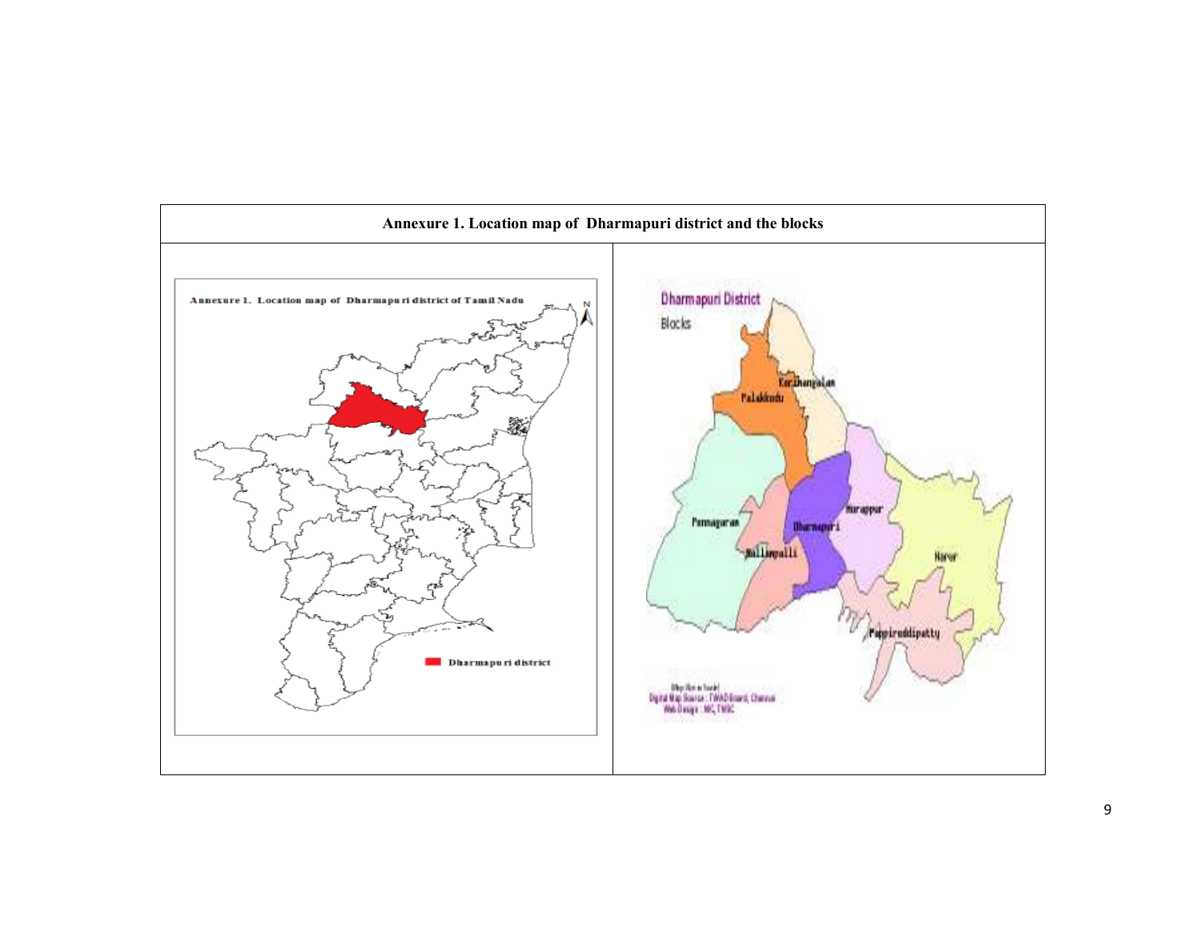**Annexure 1. Location map of Dharmapuri district and the blocks**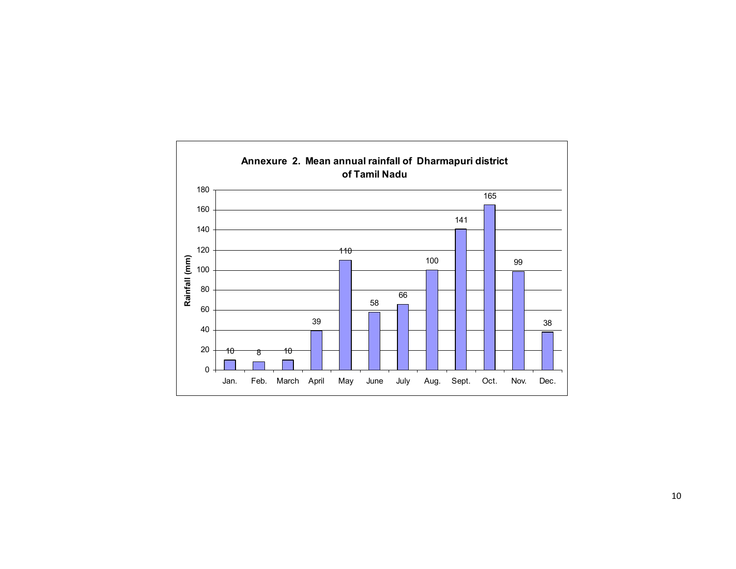**Annexure 2. Mean annual rainfall of Dharmapuri district of Tamil Nadu**

| Month | Rainfall (mm) |
|---|---|
| Jan. | 10 |
| Feb. | 8 |
| March | 10 |
| April | 39 |
| May | 110 |
| June | 58 |
| July | 66 |
| Aug. | 100 |
| Sept. | 141 |
| Oct. | 165 |
| Nov. | 99 |
| Dec. | 38 |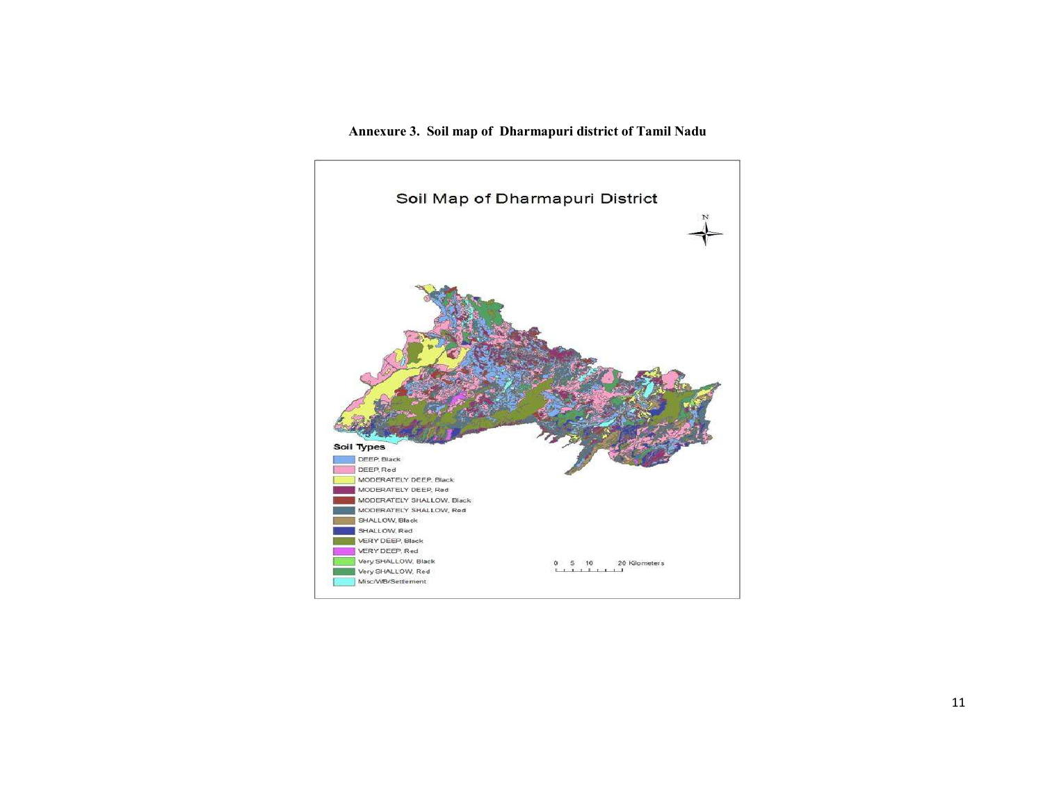**Annexure 3. Soil map of Dharmapuri district of Tamil Nadu**

Soil Map of Dharmapuri District

Soil Types

- DEEP, Black
- DEEP, Red
- MODERATELY DEEP, Black
- MODERATELY DEEP, Red
- MODERATELY SHALLOW, Black
- MODERATELY SHALLOW, Red
- SHALLOW, Black
- SHALLOW, Red
- VERY DEEP, Black
- VERY DEEP, Red
- Very SHALLOW, Black
- Very SHALLOW, Red
- Misc/WB/Settlement

0 5 10 20 Kilometers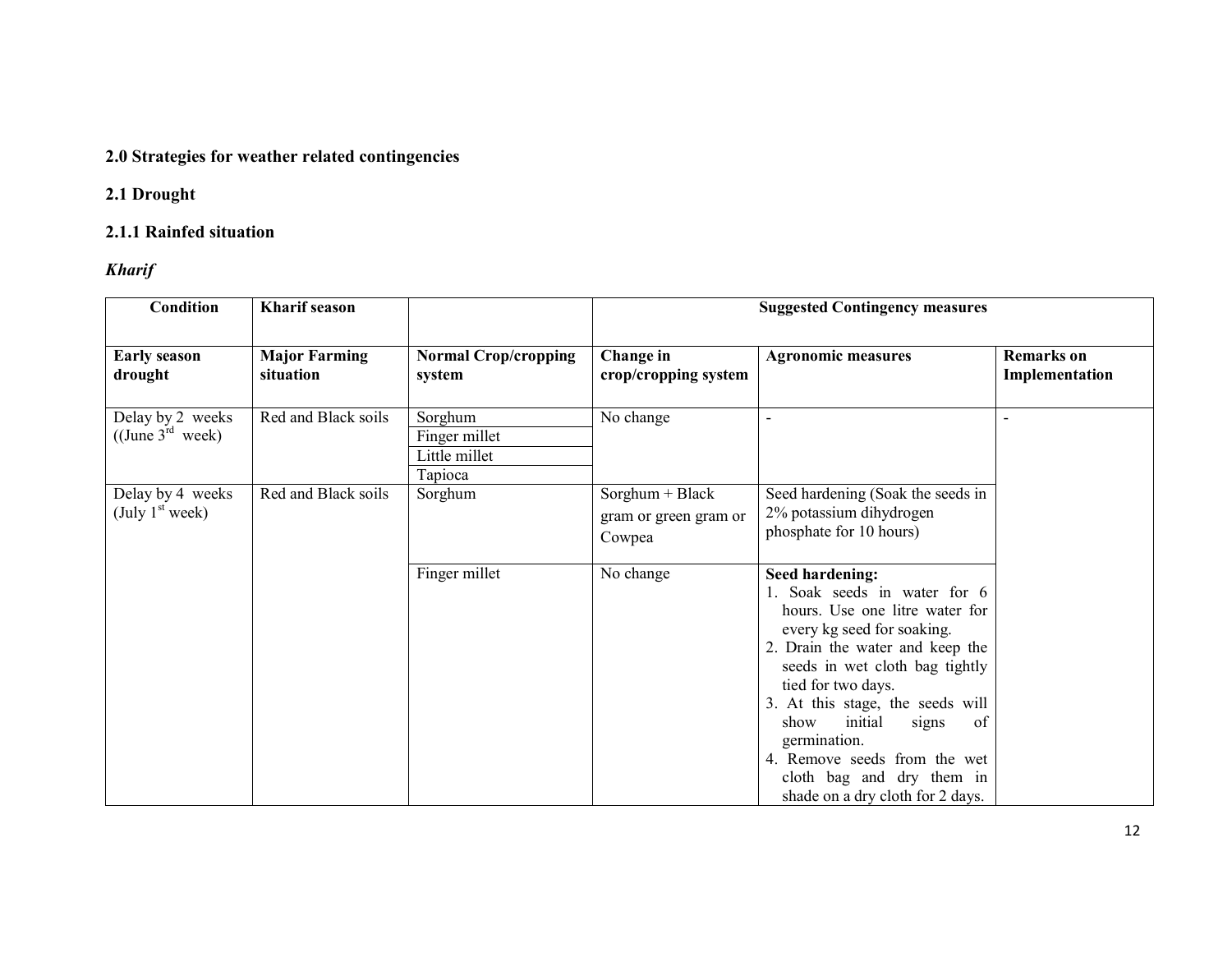## 2.0 Strategies for weather related contingencies

### 2.1 Drought

#### 2.1.1 Rainfed situation

***Kharif***

| Condition | Kharif season | | Suggested Contingency measures | | |
|---|---|---|---|---|---|
| **Early season drought** | **Major Farming situation** | **Normal Crop/cropping system** | **Change in crop/cropping system** | **Agronomic measures** | **Remarks on Implementation** |
| Delay by 2 weeks ((June 3rd week) | Red and Black soils | Sorghum | No change | - | - |
| | | Finger millet | | | |
| | | Little millet | | | |
| | | Tapioca | | | |
| Delay by 4 weeks (July 1st week) | Red and Black soils | Sorghum | Sorghum + Black gram or green gram or Cowpea | Seed hardening (Soak the seeds in 2% potassium dihydrogen phosphate for 10 hours) | |
| | | Finger millet | No change | **Seed hardening:** 1. Soak seeds in water for 6 hours. Use one litre water for every kg seed for soaking. 2. Drain the water and keep the seeds in wet cloth bag tightly tied for two days. 3. At this stage, the seeds will show initial signs of germination. 4. Remove seeds from the wet cloth bag and dry them in shade on a dry cloth for 2 days. | |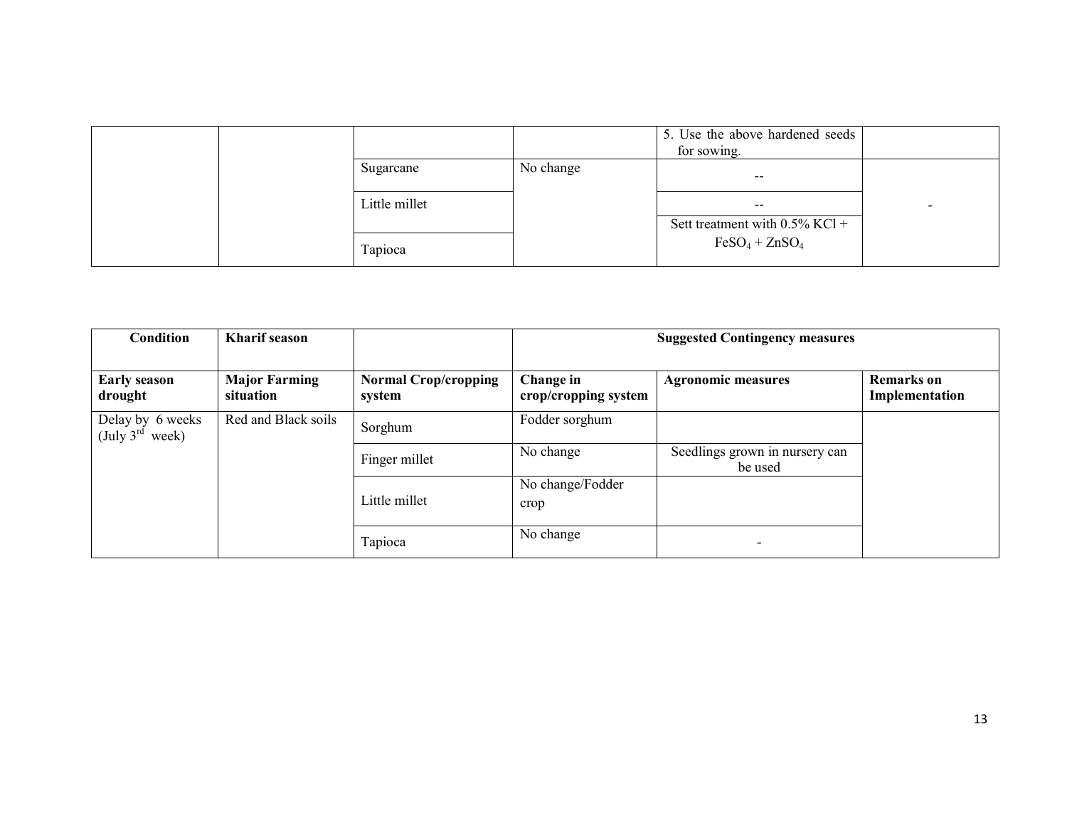| | | | | 5. Use the above hardened seeds for sowing. | |
|---|---|---|---|---|---|
| | | Sugarcane | No change | -- | - |
| | | Little millet | | -- | |
| | | Tapioca | | Sett treatment with 0.5% KCl + $FeSO_4$ + $ZnSO_4$ | |

| Condition | Kharif season | | Suggested Contingency measures | | |
|---|---|---|---|---|---|
| **Early season drought** | **Major Farming situation** | **Normal Crop/cropping system** | **Change in crop/cropping system** | **Agronomic measures** | **Remarks on Implementation** |
| Delay by 6 weeks (July 3rd week) | Red and Black soils | Sorghum | Fodder sorghum | | |
| | | Finger millet | No change | Seedlings grown in nursery can be used | |
| | | Little millet | No change/Fodder crop | | |
| | | Tapioca | No change | - | |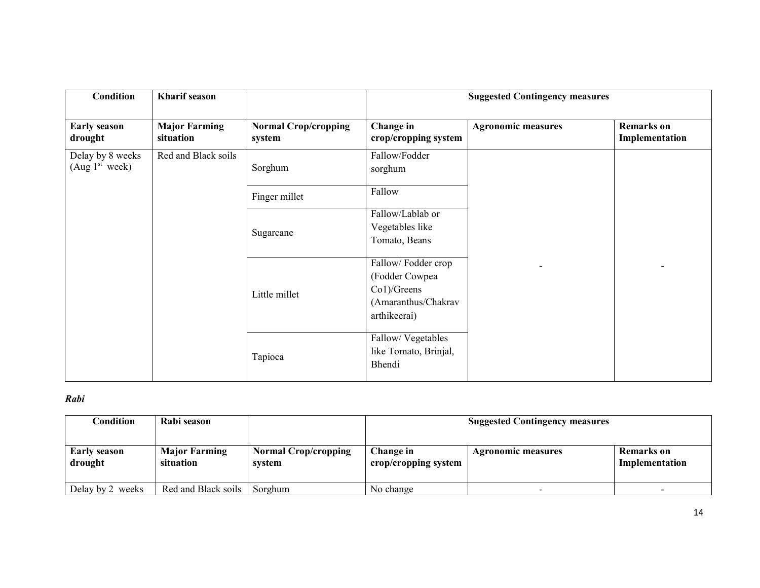| Condition | Kharif season | | Suggested Contingency measures | | |
|---|---|---|---|---|---|
| **Early season drought** | **Major Farming situation** | **Normal Crop/cropping system** | **Change in crop/cropping system** | **Agronomic measures** | **Remarks on Implementation** |
| Delay by 8 weeks (Aug 1st week) | Red and Black soils | Sorghum | Fallow/Fodder sorghum | - | - |
| | | Finger millet | Fallow | | |
| | | Sugarcane | Fallow/Lablab or Vegetables like Tomato, Beans | | |
| | | Little millet | Fallow/ Fodder crop (Fodder Cowpea Co1)/Greens (Amaranthus/Chakravarthikeerai) | | |
| | | Tapioca | Fallow/ Vegetables like Tomato, Brinjal, Bhendi | | |

***Rabi***

| Condition | Rabi season | | Suggested Contingency measures | | |
|---|---|---|---|---|---|
| **Early season drought** | **Major Farming situation** | **Normal Crop/cropping system** | **Change in crop/cropping system** | **Agronomic measures** | **Remarks on Implementation** |
| Delay by 2 weeks | Red and Black soils | Sorghum | No change | - | - |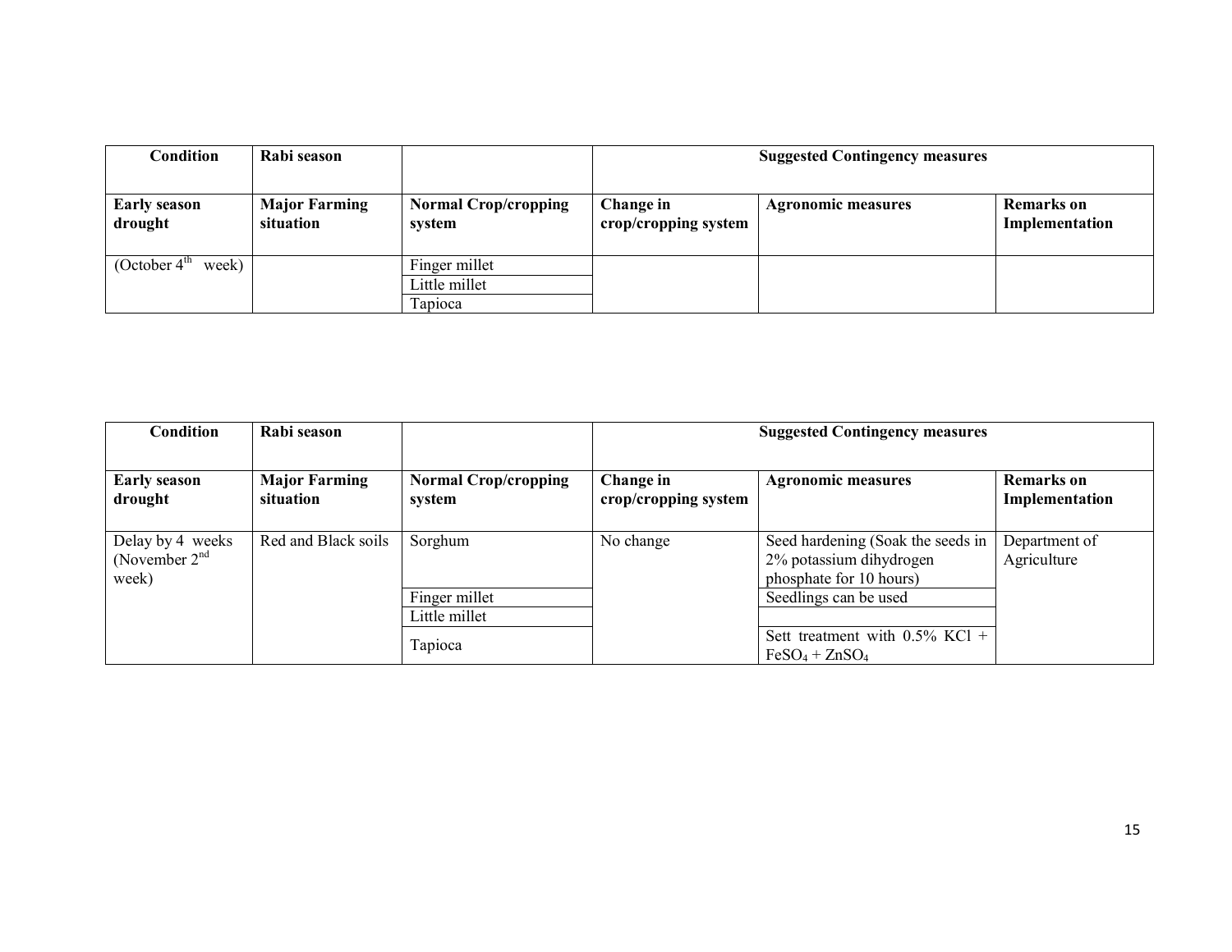| Condition | Rabi season | | Suggested Contingency measures | | |
|---|---|---|---|---|---|
| **Early season drought** | **Major Farming situation** | **Normal Crop/cropping system** | **Change in crop/cropping system** | **Agronomic measures** | **Remarks on Implementation** |
| (October 4th week) | | Finger millet | | | |
| | | Little millet | | | |
| | | Tapioca | | | |

| Condition | Rabi season | | Suggested Contingency measures | | |
|---|---|---|---|---|---|
| **Early season drought** | **Major Farming situation** | **Normal Crop/cropping system** | **Change in crop/cropping system** | **Agronomic measures** | **Remarks on Implementation** |
| Delay by 4 weeks (November 2nd week) | Red and Black soils | Sorghum | No change | Seed hardening (Soak the seeds in 2% potassium dihydrogen phosphate for 10 hours) | Department of Agriculture |
| | | Finger millet | | Seedlings can be used | |
| | | Little millet | | | |
| | | Tapioca | | Sett treatment with 0.5% KCl + $FeSO_4$ + $ZnSO_4$ | |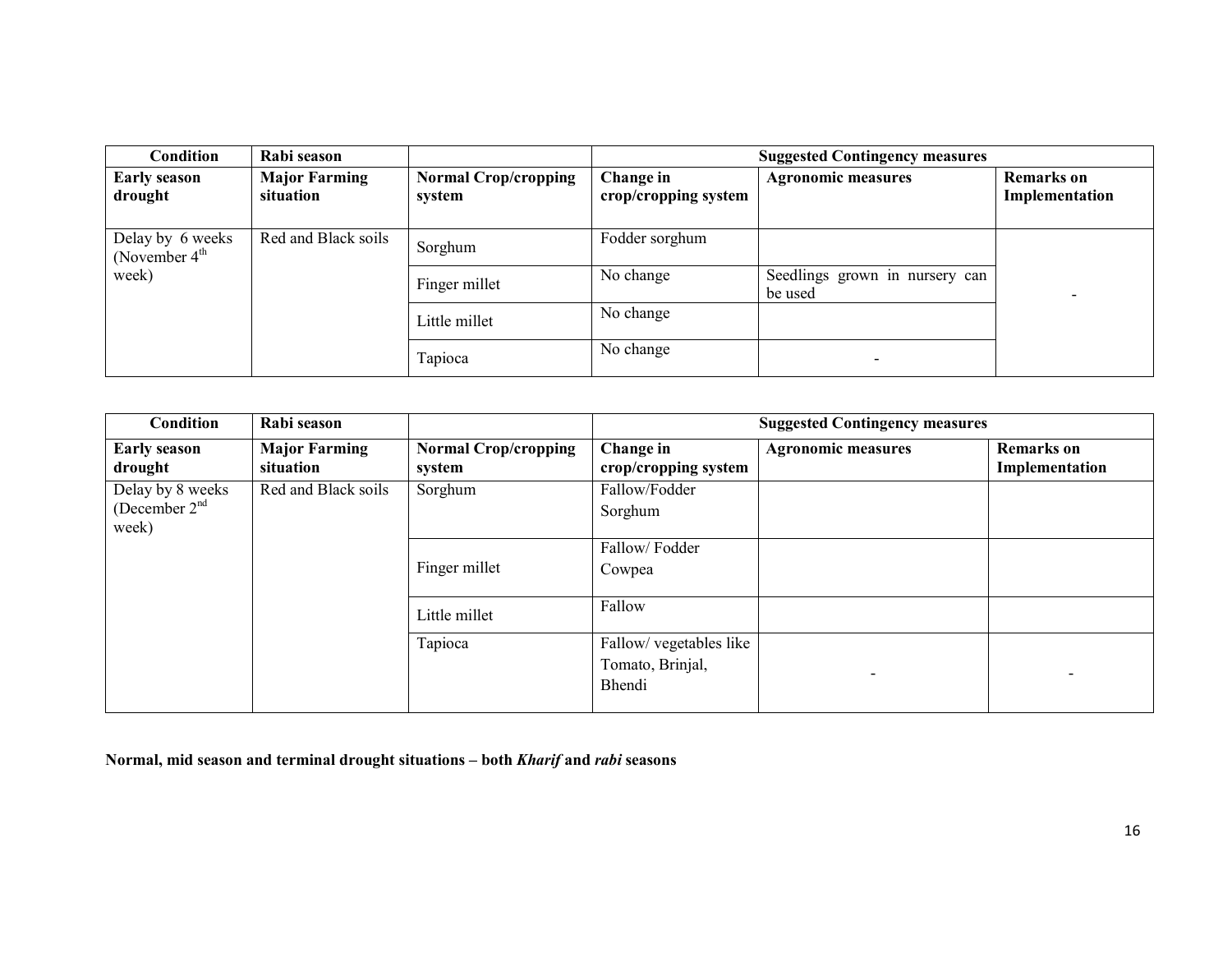| Condition | Rabi season | | Suggested Contingency measures | | |
|---|---|---|---|---|---|
| **Early season drought** | **Major Farming situation** | **Normal Crop/cropping system** | **Change in crop/cropping system** | **Agronomic measures** | **Remarks on Implementation** |
| Delay by 6 weeks (November 4th week) | Red and Black soils | Sorghum | Fodder sorghum | | - |
| | | Finger millet | No change | Seedlings grown in nursery can be used | |
| | | Little millet | No change | | |
| | | Tapioca | No change | - | |

| Condition | Rabi season | | Suggested Contingency measures | | |
|---|---|---|---|---|---|
| **Early season drought** | **Major Farming situation** | **Normal Crop/cropping system** | **Change in crop/cropping system** | **Agronomic measures** | **Remarks on Implementation** |
| Delay by 8 weeks (December 2nd week) | Red and Black soils | Sorghum | Fallow/Fodder Sorghum | | |
| | | Finger millet | Fallow/ Fodder Cowpea | | |
| | | Little millet | Fallow | | |
| | | Tapioca | Fallow/ vegetables like Tomato, Brinjal, Bhendi | - | - |

**Normal, mid season and terminal drought situations – both *Kharif* and *rabi* seasons**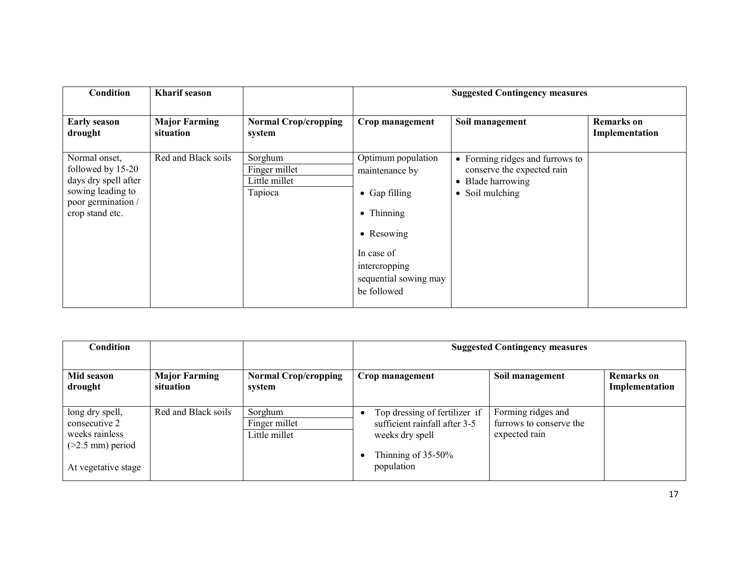| Condition | Kharif season | | Suggested Contingency measures | | |
|---|---|---|---|---|---|
| **Early season drought** | **Major Farming situation** | **Normal Crop/cropping system** | **Crop management** | **Soil management** | **Remarks on Implementation** |
| Normal onset, followed by 15-20 days dry spell after sowing leading to poor germination / crop stand etc. | Red and Black soils | Sorghum<br>Finger millet<br>Little millet<br>Tapioca | Optimum population maintenance by<br>• Gap filling<br>• Thinning<br>• Resowing<br>In case of intercropping sequential sowing may be followed | • Forming ridges and furrows to conserve the expected rain<br>• Blade harrowing<br>• Soil mulching | |

| Condition | | | Suggested Contingency measures | | |
|---|---|---|---|---|---|
| **Mid season drought** | **Major Farming situation** | **Normal Crop/cropping system** | **Crop management** | **Soil management** | **Remarks on Implementation** |
| long dry spell, consecutive 2 weeks rainless (>2.5 mm) period<br><br>At vegetative stage | Red and Black soils | Sorghum<br>Finger millet<br>Little millet | • Top dressing of fertilizer if sufficient rainfall after 3-5 weeks dry spell<br>• Thinning of 35-50% population | Forming ridges and furrows to conserve the expected rain | |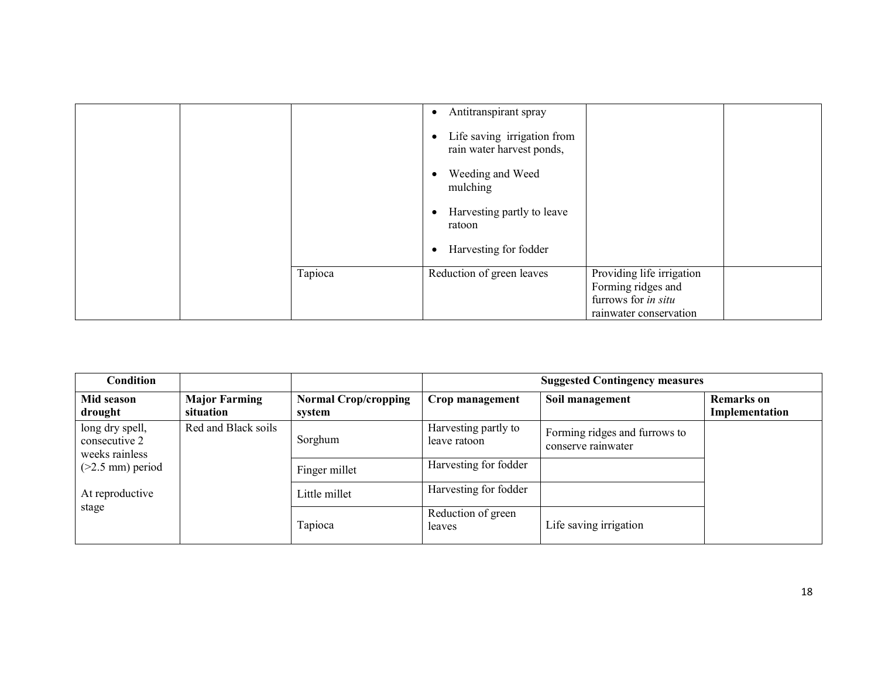| | | | | | |
|---|---|---|---|---|---|
| | | | • Antitranspirant spray<br>• Life saving irrigation from rain water harvest ponds,<br>• Weeding and Weed mulching<br>• Harvesting partly to leave ratoon<br>• Harvesting for fodder | | |
| | | Tapioca | Reduction of green leaves | Providing life irrigation Forming ridges and furrows for *in situ* rainwater conservation | |

| Condition | | | Suggested Contingency measures | | |
|---|---|---|---|---|---|
| **Mid season drought** | **Major Farming situation** | **Normal Crop/cropping system** | **Crop management** | **Soil management** | **Remarks on Implementation** |
| long dry spell, consecutive 2 weeks rainless (>2.5 mm) period<br><br>At reproductive stage | Red and Black soils | Sorghum | Harvesting partly to leave ratoon | Forming ridges and furrows to conserve rainwater | |
| | | Finger millet | Harvesting for fodder | | |
| | | Little millet | Harvesting for fodder | | |
| | | Tapioca | Reduction of green leaves | Life saving irrigation | |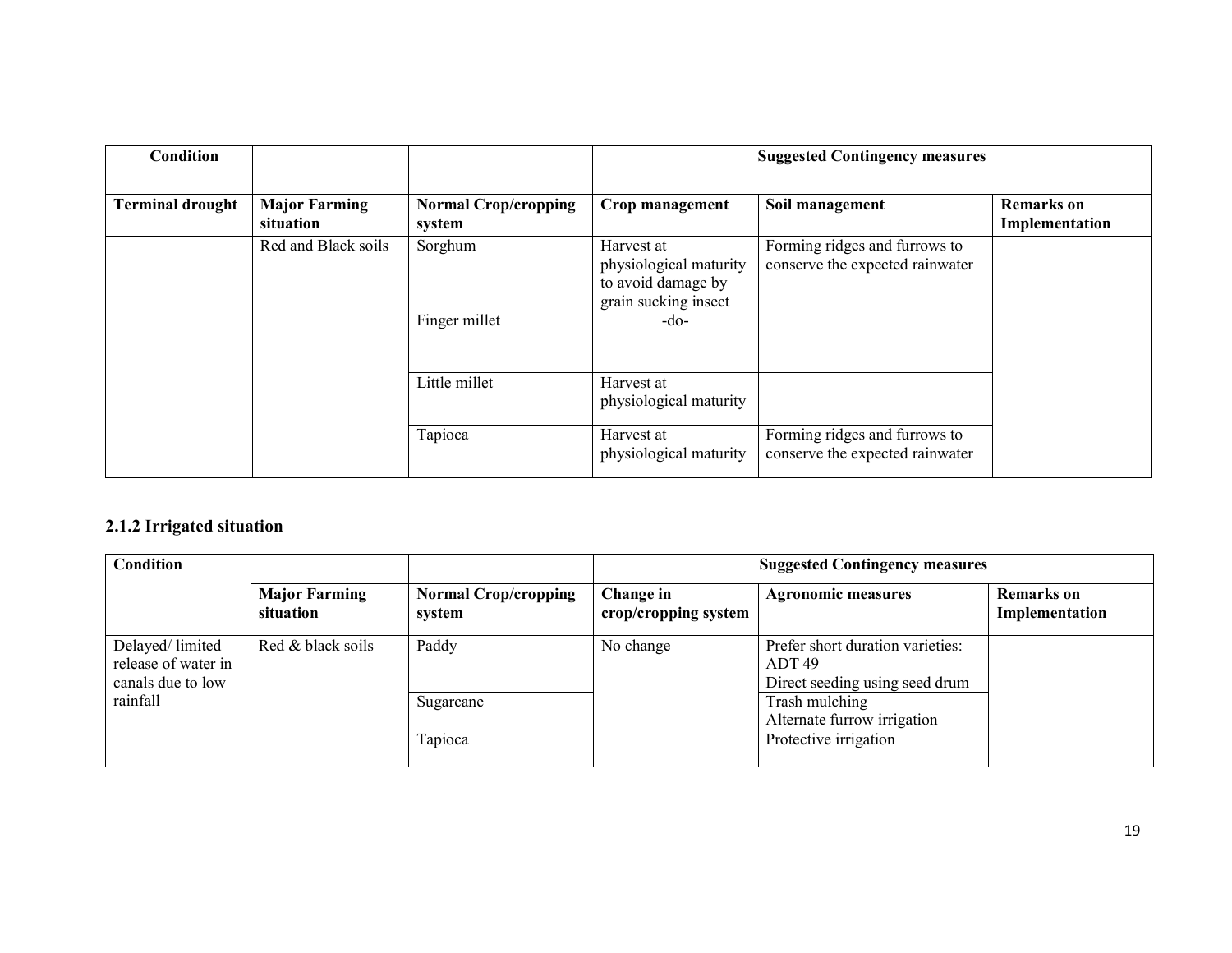| Condition | | | Suggested Contingency measures | | |
|---|---|---|---|---|---|
| **Terminal drought** | **Major Farming situation** | **Normal Crop/cropping system** | **Crop management** | **Soil management** | **Remarks on Implementation** |
| | Red and Black soils | Sorghum | Harvest at physiological maturity to avoid damage by grain sucking insect | Forming ridges and furrows to conserve the expected rainwater | |
| | | Finger millet | -do- | | |
| | | Little millet | Harvest at physiological maturity | | |
| | | Tapioca | Harvest at physiological maturity | Forming ridges and furrows to conserve the expected rainwater | |

### 2.1.2 Irrigated situation

| Condition | | | Suggested Contingency measures | | |
|---|---|---|---|---|---|
| | **Major Farming situation** | **Normal Crop/cropping system** | **Change in crop/cropping system** | **Agronomic measures** | **Remarks on Implementation** |
| Delayed/ limited release of water in canals due to low rainfall | Red & black soils | Paddy | No change | Prefer short duration varieties: ADT 49<br>Direct seeding using seed drum | |
| | | Sugarcane | | Trash mulching<br>Alternate furrow irrigation | |
| | | Tapioca | | Protective irrigation | |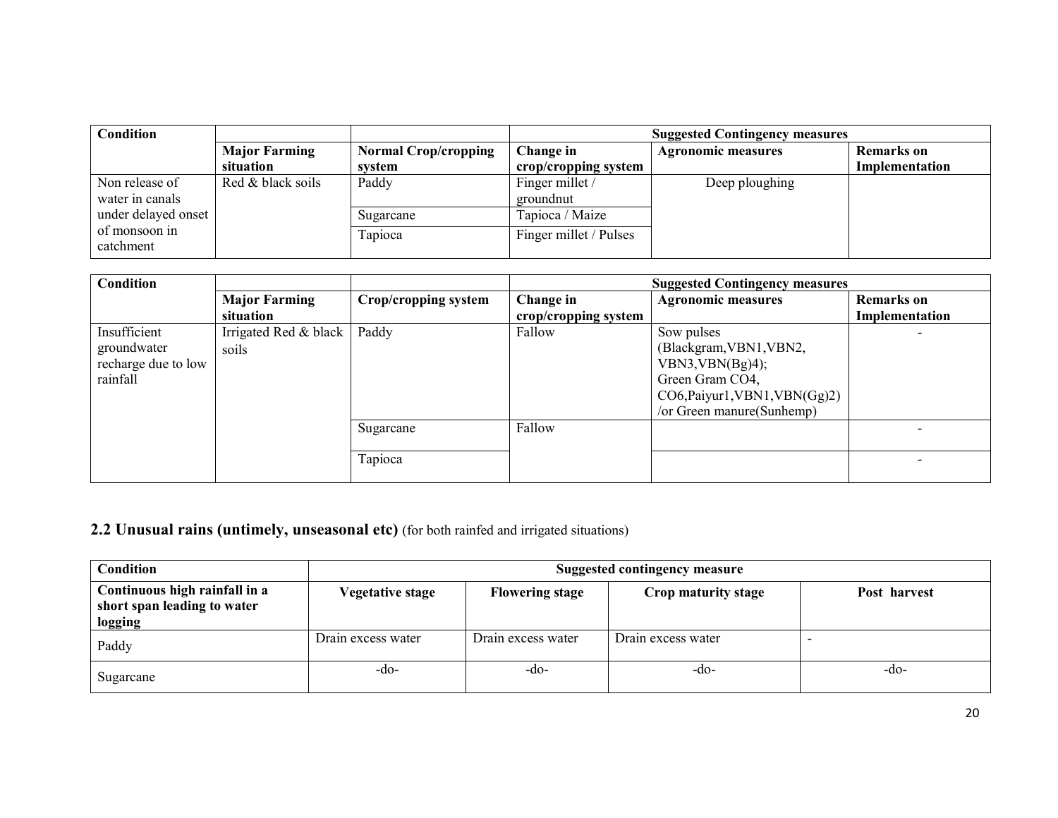| Condition | | | Suggested Contingency measures | | |
|---|---|---|---|---|---|
| | Major Farming situation | Normal Crop/cropping system | Change in crop/cropping system | Agronomic measures | Remarks on Implementation |
| Non release of water in canals under delayed onset of monsoon in catchment | Red & black soils | Paddy | Finger millet / groundnut | Deep ploughing | |
| | | Sugarcane | Tapioca / Maize | | |
| | | Tapioca | Finger millet / Pulses | | |

| Condition | | | Suggested Contingency measures | | |
|---|---|---|---|---|---|
| | Major Farming situation | Crop/cropping system | Change in crop/cropping system | Agronomic measures | Remarks on Implementation |
| Insufficient groundwater recharge due to low rainfall | Irrigated Red & black soils | Paddy | Fallow | Sow pulses (Blackgram,VBN1,VBN2, VBN3,VBN(Bg)4); Green Gram CO4, CO6,Paiyur1,VBN1,VBN(Gg)2) /or Green manure(Sunhemp) | - |
| | | Sugarcane | Fallow | | - |
| | | Tapioca | | | - |

## 2.2 Unusual rains (untimely, unseasonal etc) (for both rainfed and irrigated situations)

| Condition | Suggested contingency measure | | | |
|---|---|---|---|---|
| **Continuous high rainfall in a short span leading to water logging** | **Vegetative stage** | **Flowering stage** | **Crop maturity stage** | **Post harvest** |
| Paddy | Drain excess water | Drain excess water | Drain excess water | - |
| Sugarcane | -do- | -do- | -do- | -do- |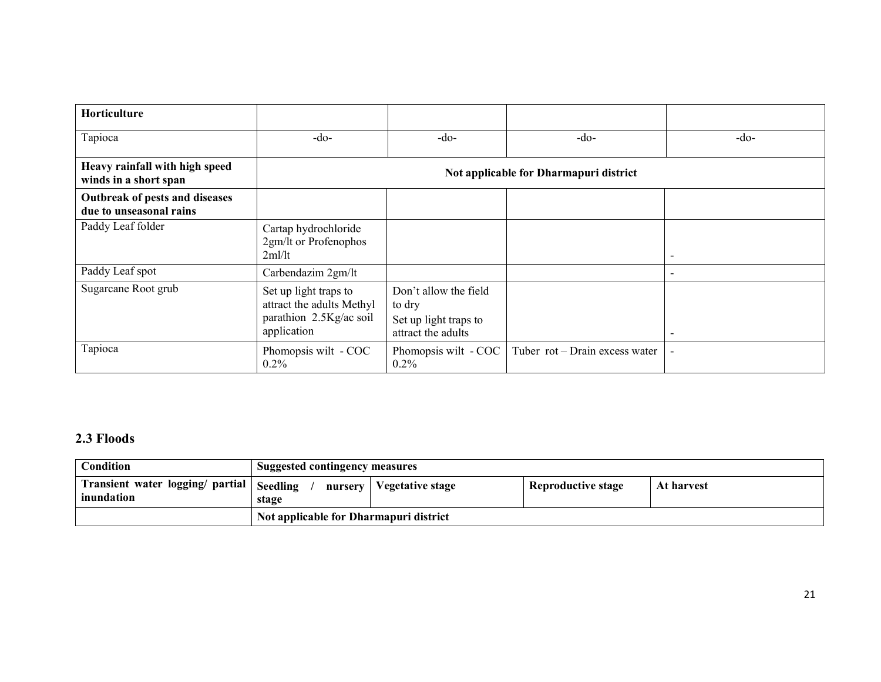| Horticulture | | | | |
|---|---|---|---|---|
| Tapioca | -do- | -do- | -do- | -do- |
| **Heavy rainfall with high speed winds in a short span** | **Not applicable for Dharmapuri district** | | | |
| **Outbreak of pests and diseases due to unseasonal rains** | | | | |
| Paddy Leaf folder | Cartap hydrochloride 2gm/lt or Profenophos 2ml/lt | | | - |
| Paddy Leaf spot | Carbendazim 2gm/lt | | | - |
| Sugarcane Root grub | Set up light traps to attract the adults Methyl parathion 2.5Kg/ac soil application | Don't allow the field to dry<br>Set up light traps to attract the adults | | - |
| Tapioca | Phomopsis wilt - COC 0.2% | Phomopsis wilt - COC 0.2% | Tuber rot – Drain excess water | - |

## 2.3 Floods

| Condition | Suggested contingency measures | | | |
|---|---|---|---|---|
| **Transient water logging/ partial inundation** | **Seedling / nursery stage** | **Vegetative stage** | **Reproductive stage** | **At harvest** |
| | **Not applicable for Dharmapuri district** | | | |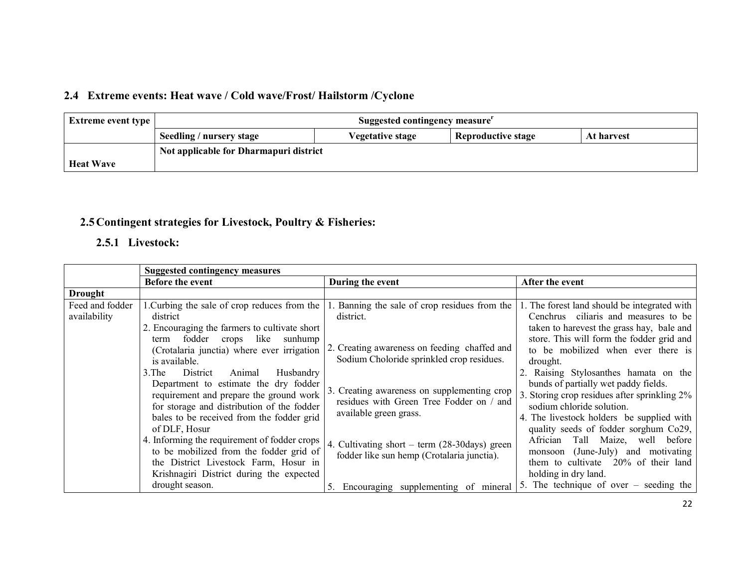## 2.4 Extreme events: Heat wave / Cold wave/Frost/ Hailstorm /Cyclone

| Extreme event type | Suggested contingency measure[r] | | | |
|---|---|---|---|---|
| | Seedling / nursery stage | Vegetative stage | Reproductive stage | At harvest |
| Heat Wave | Not applicable for Dharmapuri district | | | |

## 2.5 Contingent strategies for Livestock, Poultry & Fisheries:

### 2.5.1 Livestock:

| | Suggested contingency measures | | |
|---|---|---|---|
| | Before the event | During the event | After the event |
| **Drought** | | | |
| Feed and fodder availability | 1.Curbing the sale of crop reduces from the district<br>2. Encouraging the farmers to cultivate short term fodder crops like sunhump (Crotalaria junctia) where ever irrigation is available.<br>3.The District Animal Husbandry Department to estimate the dry fodder requirement and prepare the ground work for storage and distribution of the fodder bales to be received from the fodder grid of DLF, Hosur<br>4. Informing the requirement of fodder crops to be mobilized from the fodder grid of the District Livestock Farm, Hosur in Krishnagiri District during the expected drought season. | 1. Banning the sale of crop residues from the district.<br>2. Creating awareness on feeding chaffed and Sodium Choloride sprinkled crop residues.<br>3. Creating awareness on supplementing crop residues with Green Tree Fodder on / and available green grass.<br>4. Cultivating short – term (28-30days) green fodder like sun hemp (Crotalaria junctia).<br>5. Encouraging supplementing of mineral | 1. The forest land should be integrated with Cenchrus ciliaris and measures to be taken to harevest the grass hay, bale and store. This will form the fodder grid and to be mobilized when ever there is drought.<br>2. Raising Stylosanthes hamata on the bunds of partially wet paddy fields.<br>3. Storing crop residues after sprinkling 2% sodium chloride solution.<br>4. The livestock holders be supplied with quality seeds of fodder sorghum Co29, Africian Tall Maize, well before monsoon (June-July) and motivating them to cultivate 20% of their land holding in dry land.<br>5. The technique of over – seeding the |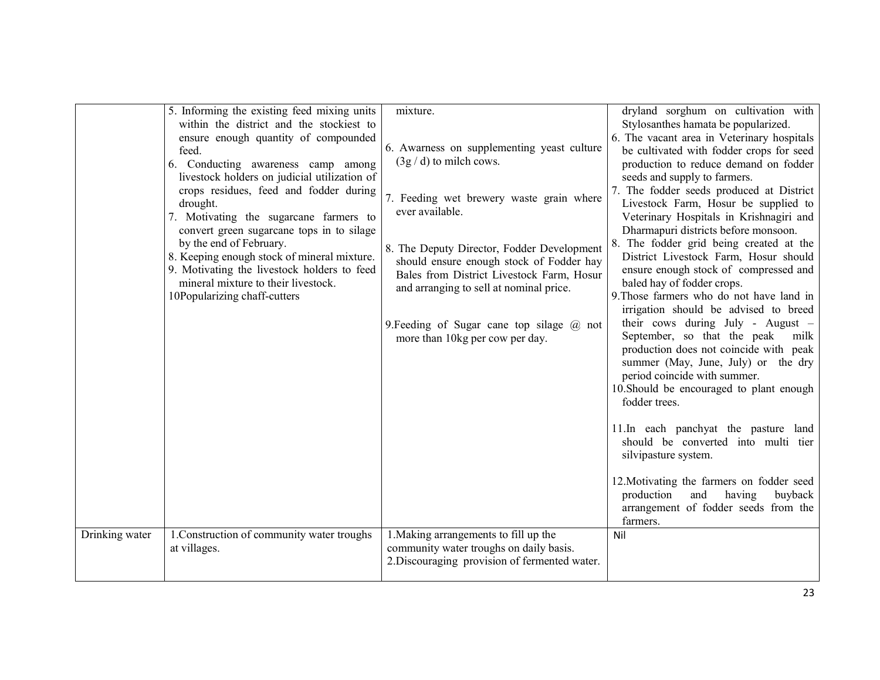|  |  |  |  |
|---|---|---|---|
|  | 5. Informing the existing feed mixing units within the district and the stockiest to ensure enough quantity of compounded feed.<br>6. Conducting awareness camp among livestock holders on judicial utilization of crops residues, feed and fodder during drought.<br>7. Motivating the sugarcane farmers to convert green sugarcane tops in to silage by the end of February.<br>8. Keeping enough stock of mineral mixture.<br>9. Motivating the livestock holders to feed mineral mixture to their livestock.<br>10Popularizing chaff-cutters | mixture.<br><br>6. Awarness on supplementing yeast culture (3g / d) to milch cows.<br><br>7. Feeding wet brewery waste grain where ever available.<br><br>8. The Deputy Director, Fodder Development should ensure enough stock of Fodder hay Bales from District Livestock Farm, Hosur and arranging to sell at nominal price.<br><br>9.Feeding of Sugar cane top silage @ not more than 10kg per cow per day. | dryland sorghum on cultivation with Stylosanthes hamata be popularized.<br>6. The vacant area in Veterinary hospitals be cultivated with fodder crops for seed production to reduce demand on fodder seeds and supply to farmers.<br>7. The fodder seeds produced at District Livestock Farm, Hosur be supplied to Veterinary Hospitals in Krishnagiri and Dharmapuri districts before monsoon.<br>8. The fodder grid being created at the District Livestock Farm, Hosur should ensure enough stock of compressed and baled hay of fodder crops.<br>9.Those farmers who do not have land in irrigation should be advised to breed their cows during July - August – September, so that the peak milk production does not coincide with peak summer (May, June, July) or the dry period coincide with summer.<br>10.Should be encouraged to plant enough fodder trees.<br><br>11.In each panchyat the pasture land should be converted into multi tier silvipasture system.<br><br>12.Motivating the farmers on fodder seed production and having buyback arrangement of fodder seeds from the farmers. |
| Drinking water | 1.Construction of community water troughs at villages. | 1.Making arrangements to fill up the community water troughs on daily basis.<br>2.Discouraging provision of fermented water. | Nil |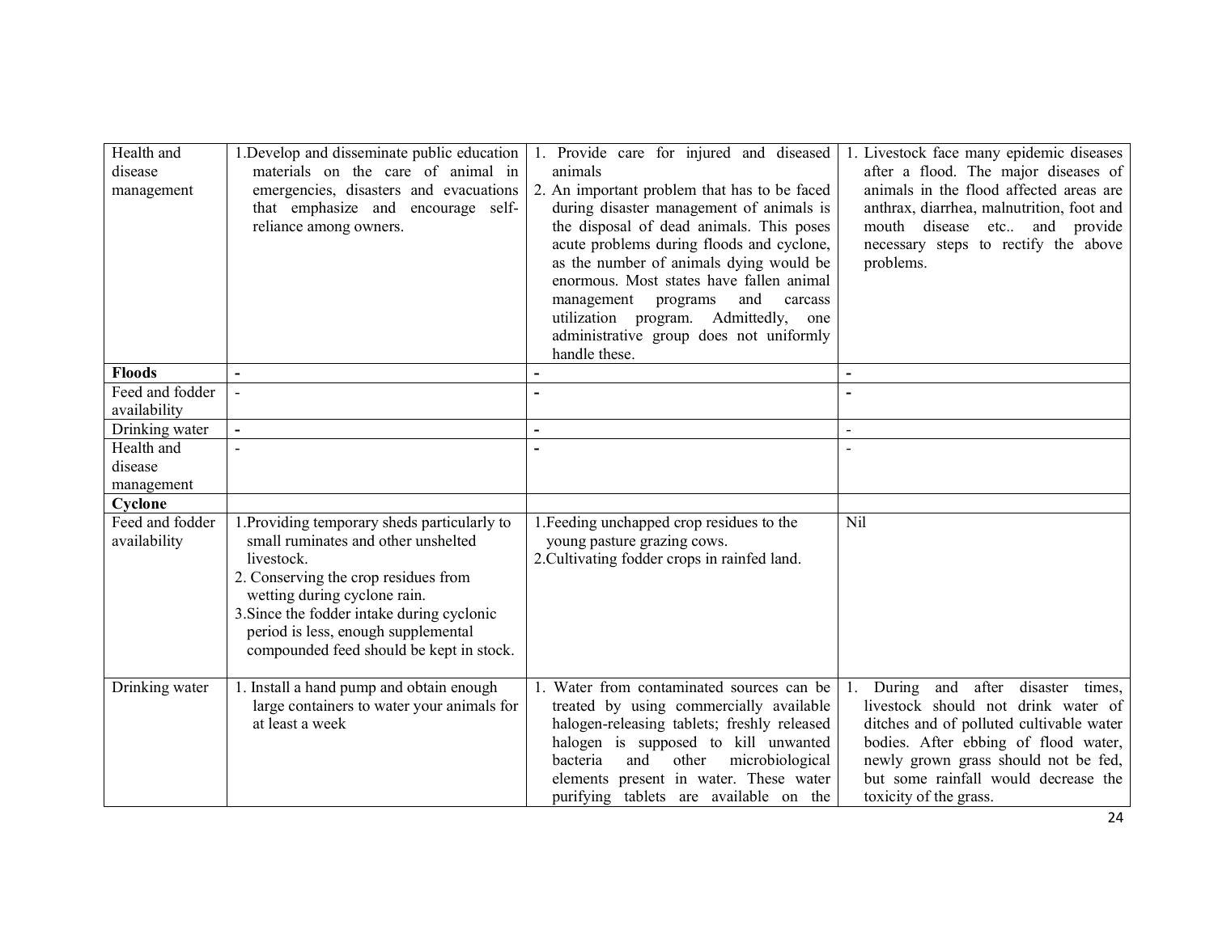| | | | |
|---|---|---|---|
| Health and disease management | 1.Develop and disseminate public education materials on the care of animal in emergencies, disasters and evacuations that emphasize and encourage self-reliance among owners. | 1. Provide care for injured and diseased animals<br>2. An important problem that has to be faced during disaster management of animals is the disposal of dead animals. This poses acute problems during floods and cyclone, as the number of animals dying would be enormous. Most states have fallen animal management programs and carcass utilization program. Admittedly, one administrative group does not uniformly handle these. | 1. Livestock face many epidemic diseases after a flood. The major diseases of animals in the flood affected areas are anthrax, diarrhea, malnutrition, foot and mouth disease etc.. and provide necessary steps to rectify the above problems. |
| **Floods** | - | - | - |
| Feed and fodder availability | - | - | - |
| Drinking water | - | - | - |
| Health and disease management | - | - | - |
| **Cyclone** | | | |
| Feed and fodder availability | 1.Providing temporary sheds particularly to small ruminates and other unshelted livestock.<br>2. Conserving the crop residues from wetting during cyclone rain.<br>3.Since the fodder intake during cyclonic period is less, enough supplemental compounded feed should be kept in stock. | 1.Feeding unchapped crop residues to the young pasture grazing cows.<br>2.Cultivating fodder crops in rainfed land. | Nil |
| Drinking water | 1. Install a hand pump and obtain enough large containers to water your animals for at least a week | 1. Water from contaminated sources can be treated by using commercially available halogen-releasing tablets; freshly released halogen is supposed to kill unwanted bacteria and other microbiological elements present in water. These water purifying tablets are available on the | 1. During and after disaster times, livestock should not drink water of ditches and of polluted cultivable water bodies. After ebbing of flood water, newly grown grass should not be fed, but some rainfall would decrease the toxicity of the grass. |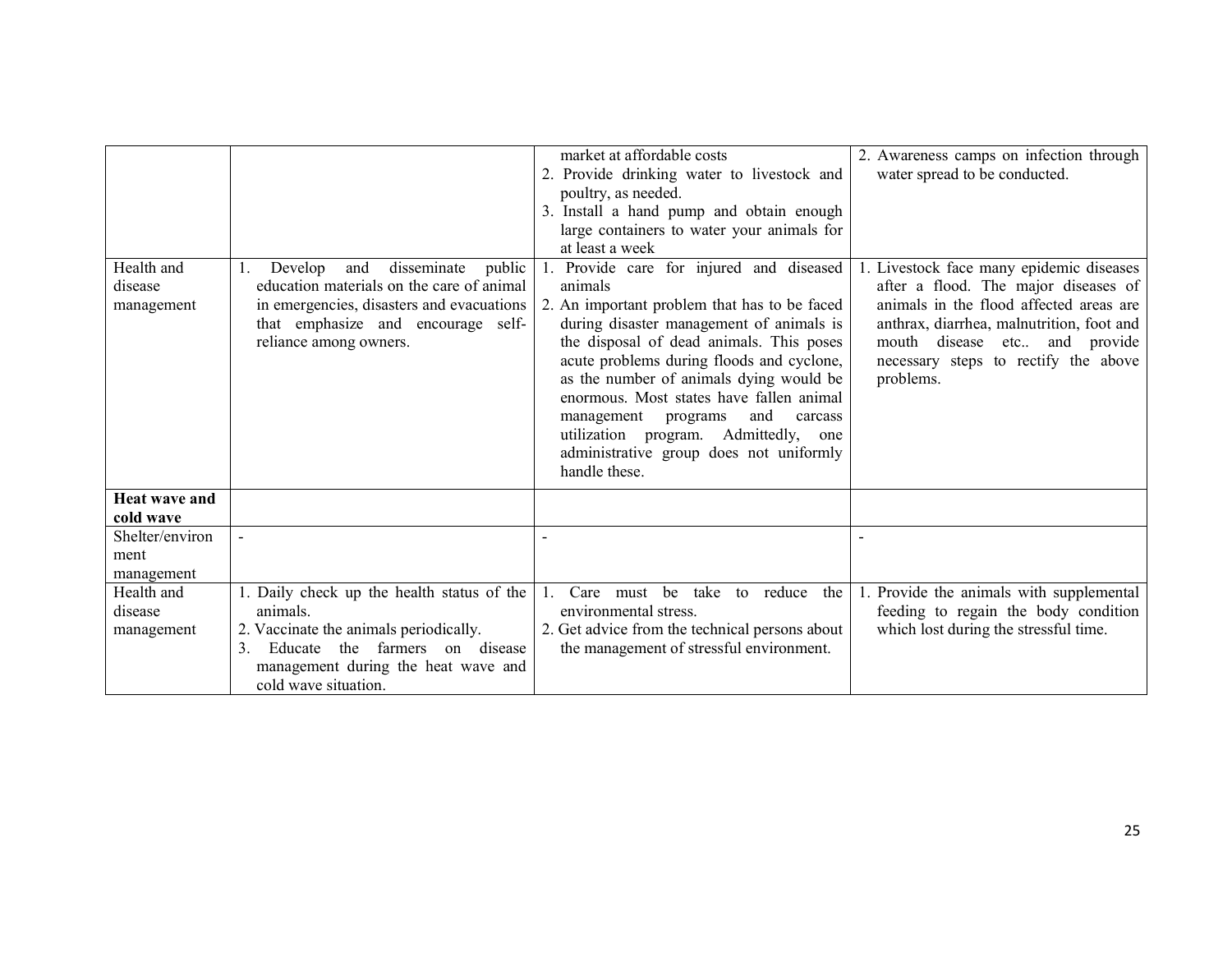| | | | |
|---|---|---|---|
| | | market at affordable costs<br>2. Provide drinking water to livestock and poultry, as needed.<br>3. Install a hand pump and obtain enough large containers to water your animals for at least a week | 2. Awareness camps on infection through water spread to be conducted. |
| Health and disease management | 1. Develop and disseminate public education materials on the care of animal in emergencies, disasters and evacuations that emphasize and encourage self-reliance among owners. | 1. Provide care for injured and diseased animals<br>2. An important problem that has to be faced during disaster management of animals is the disposal of dead animals. This poses acute problems during floods and cyclone, as the number of animals dying would be enormous. Most states have fallen animal management programs and carcass utilization program. Admittedly, one administrative group does not uniformly handle these. | 1. Livestock face many epidemic diseases after a flood. The major diseases of animals in the flood affected areas are anthrax, diarrhea, malnutrition, foot and mouth disease etc.. and provide necessary steps to rectify the above problems. |
| **Heat wave and cold wave** | | | |
| Shelter/environment management | - | - | - |
| Health and disease management | 1. Daily check up the health status of the animals.<br>2. Vaccinate the animals periodically.<br>3. Educate the farmers on disease management during the heat wave and cold wave situation. | 1. Care must be take to reduce the environmental stress.<br>2. Get advice from the technical persons about the management of stressful environment. | 1. Provide the animals with supplemental feeding to regain the body condition which lost during the stressful time. |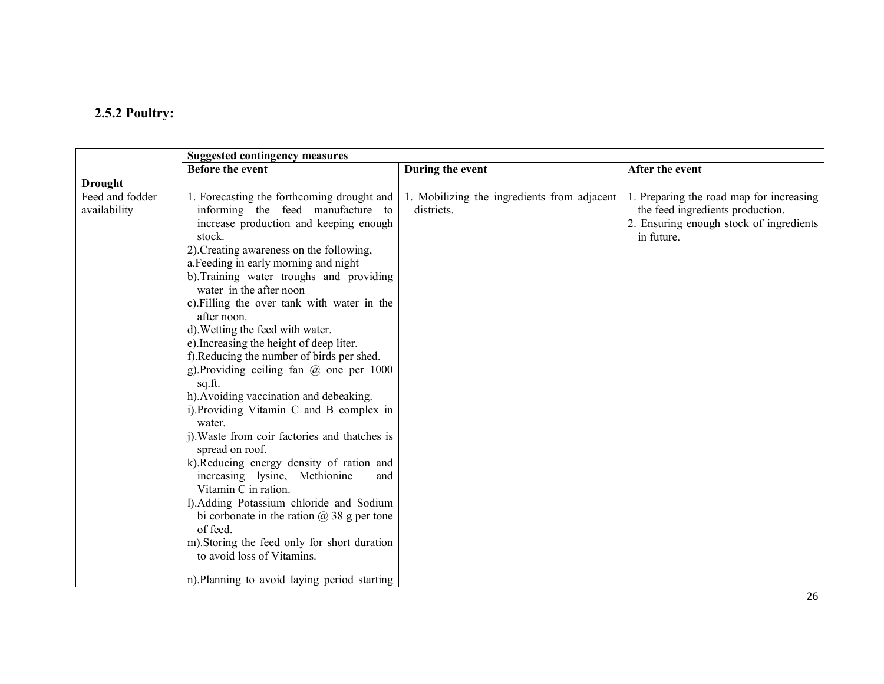### 2.5.2 Poultry:

| | Suggested contingency measures | | |
|---|---|---|---|
| | **Before the event** | **During the event** | **After the event** |
| **Drought** | | | |
| Feed and fodder availability | 1. Forecasting the forthcoming drought and informing the feed manufacture to increase production and keeping enough stock.<br>2).Creating awareness on the following,<br>a.Feeding in early morning and night<br>b).Training water troughs and providing water in the after noon<br>c).Filling the over tank with water in the after noon.<br>d).Wetting the feed with water.<br>e).Increasing the height of deep liter.<br>f).Reducing the number of birds per shed.<br>g).Providing ceiling fan @ one per 1000 sq.ft.<br>h).Avoiding vaccination and debeaking.<br>i).Providing Vitamin C and B complex in water.<br>j).Waste from coir factories and thatches is spread on roof.<br>k).Reducing energy density of ration and increasing lysine, Methionine and Vitamin C in ration.<br>l).Adding Potassium chloride and Sodium bi corbonate in the ration @ 38 g per tone of feed.<br>m).Storing the feed only for short duration to avoid loss of Vitamins.<br><br>n).Planning to avoid laying period starting | 1. Mobilizing the ingredients from adjacent districts. | 1. Preparing the road map for increasing the feed ingredients production.<br>2. Ensuring enough stock of ingredients in future. |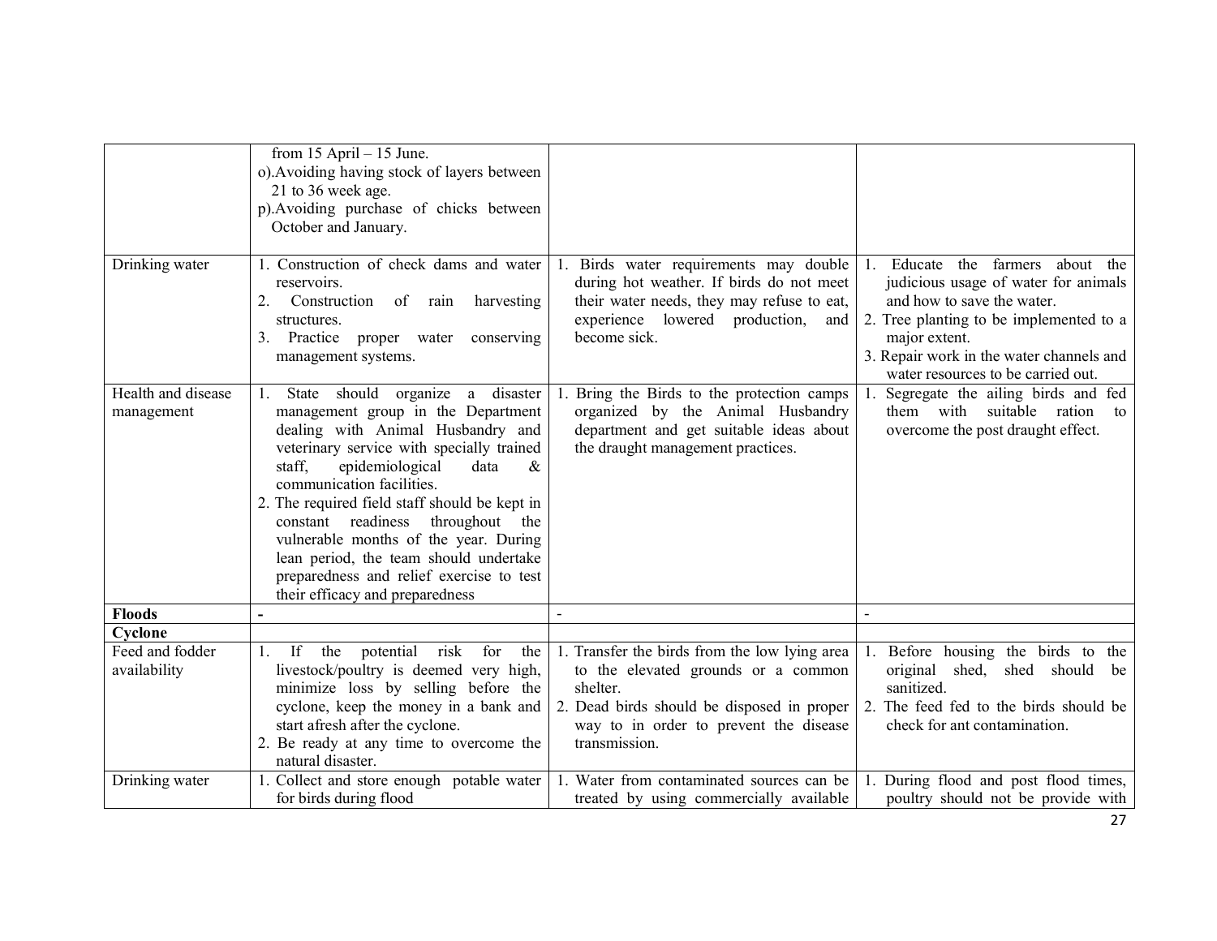| | | | |
|---|---|---|---|
| | from 15 April – 15 June.<br>o).Avoiding having stock of layers between 21 to 36 week age.<br>p).Avoiding purchase of chicks between October and January. | | |
| Drinking water | 1. Construction of check dams and water reservoirs.<br>2. Construction of rain harvesting structures.<br>3. Practice proper water conserving management systems. | 1. Birds water requirements may double during hot weather. If birds do not meet their water needs, they may refuse to eat, experience lowered production, and become sick. | 1. Educate the farmers about the judicious usage of water for animals and how to save the water.<br>2. Tree planting to be implemented to a major extent.<br>3. Repair work in the water channels and water resources to be carried out. |
| Health and disease management | 1. State should organize a disaster management group in the Department dealing with Animal Husbandry and veterinary service with specially trained staff, epidemiological data & communication facilities.<br>2. The required field staff should be kept in constant readiness throughout the vulnerable months of the year. During lean period, the team should undertake preparedness and relief exercise to test their efficacy and preparedness | 1. Bring the Birds to the protection camps organized by the Animal Husbandry department and get suitable ideas about the draught management practices. | 1. Segregate the ailing birds and fed them with suitable ration to overcome the post draught effect. |
| **Floods** | **-** | - | - |
| **Cyclone** | | | |
| Feed and fodder availability | 1. If the potential risk for the livestock/poultry is deemed very high, minimize loss by selling before the cyclone, keep the money in a bank and start afresh after the cyclone.<br>2. Be ready at any time to overcome the natural disaster. | 1. Transfer the birds from the low lying area to the elevated grounds or a common shelter.<br>2. Dead birds should be disposed in proper way to in order to prevent the disease transmission. | 1. Before housing the birds to the original shed, shed should be sanitized.<br>2. The feed fed to the birds should be check for ant contamination. |
| Drinking water | 1. Collect and store enough potable water for birds during flood | 1. Water from contaminated sources can be treated by using commercially available | 1. During flood and post flood times, poultry should not be provide with |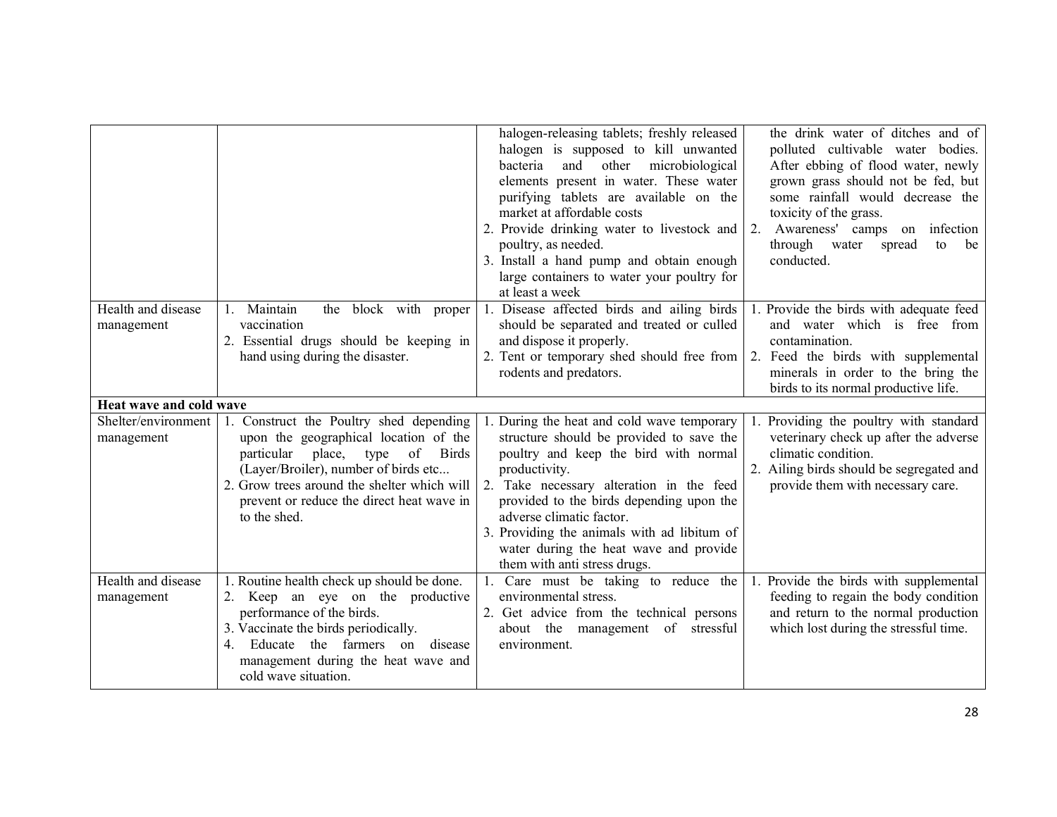| | | | |
|---|---|---|---|
| | | halogen-releasing tablets; freshly released halogen is supposed to kill unwanted bacteria and other microbiological elements present in water. These water purifying tablets are available on the market at affordable costs<br>2. Provide drinking water to livestock and poultry, as needed.<br>3. Install a hand pump and obtain enough large containers to water your poultry for at least a week | the drink water of ditches and of polluted cultivable water bodies. After ebbing of flood water, newly grown grass should not be fed, but some rainfall would decrease the toxicity of the grass.<br>2. Awareness' camps on infection through water spread to be conducted. |
| Health and disease management | 1. Maintain the block with proper vaccination<br>2. Essential drugs should be keeping in hand using during the disaster. | 1. Disease affected birds and ailing birds should be separated and treated or culled and dispose it properly.<br>2. Tent or temporary shed should free from rodents and predators. | 1. Provide the birds with adequate feed and water which is free from contamination.<br>2. Feed the birds with supplemental minerals in order to the bring the birds to its normal productive life. |
| **Heat wave and cold wave** | | | |
| Shelter/environment management | 1. Construct the Poultry shed depending upon the geographical location of the particular place, type of Birds (Layer/Broiler), number of birds etc...<br>2. Grow trees around the shelter which will prevent or reduce the direct heat wave in to the shed. | 1. During the heat and cold wave temporary structure should be provided to save the poultry and keep the bird with normal productivity.<br>2. Take necessary alteration in the feed provided to the birds depending upon the adverse climatic factor.<br>3. Providing the animals with ad libitum of water during the heat wave and provide them with anti stress drugs. | 1. Providing the poultry with standard veterinary check up after the adverse climatic condition.<br>2. Ailing birds should be segregated and provide them with necessary care. |
| Health and disease management | 1. Routine health check up should be done.<br>2. Keep an eye on the productive performance of the birds.<br>3. Vaccinate the birds periodically.<br>4. Educate the farmers on disease management during the heat wave and cold wave situation. | 1. Care must be taking to reduce the environmental stress.<br>2. Get advice from the technical persons about the management of stressful environment. | 1. Provide the birds with supplemental feeding to regain the body condition and return to the normal production which lost during the stressful time. |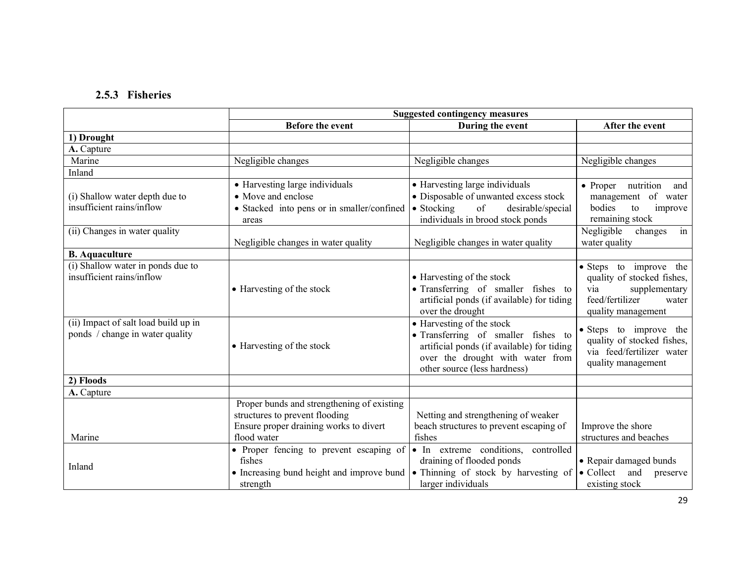### 2.5.3 Fisheries

| | Suggested contingency measures | | |
|---|---|---|---|
| | **Before the event** | **During the event** | **After the event** |
| **1) Drought** | | | |
| **A.** Capture | | | |
| Marine | Negligible changes | Negligible changes | Negligible changes |
| Inland | | | |
| (i) Shallow water depth due to insufficient rains/inflow | • Harvesting large individuals<br>• Move and enclose<br>• Stacked into pens or in smaller/confined areas | • Harvesting large individuals<br>• Disposable of unwanted excess stock<br>• Stocking of desirable/special individuals in brood stock ponds | • Proper nutrition and management of water bodies to improve remaining stock |
| (ii) Changes in water quality | Negligible changes in water quality | Negligible changes in water quality | Negligible changes in water quality |
| **B. Aquaculture** | | | |
| (i) Shallow water in ponds due to insufficient rains/inflow | • Harvesting of the stock | • Harvesting of the stock<br>• Transferring of smaller fishes to artificial ponds (if available) for tiding over the drought | • Steps to improve the quality of stocked fishes, via supplementary feed/fertilizer water quality management |
| (ii) Impact of salt load build up in ponds / change in water quality | • Harvesting of the stock | • Harvesting of the stock<br>• Transferring of smaller fishes to artificial ponds (if available) for tiding over the drought with water from other source (less hardness) | • Steps to improve the quality of stocked fishes, via feed/fertilizer water quality management |
| **2) Floods** | | | |
| **A.** Capture | | | |
| Marine | Proper bunds and strengthening of existing structures to prevent flooding<br>Ensure proper draining works to divert flood water | Netting and strengthening of weaker beach structures to prevent escaping of fishes | Improve the shore structures and beaches |
| Inland | • Proper fencing to prevent escaping of fishes<br>• Increasing bund height and improve bund strength | • In extreme conditions, controlled draining of flooded ponds<br>• Thinning of stock by harvesting of larger individuals | • Repair damaged bunds<br>• Collect and preserve existing stock |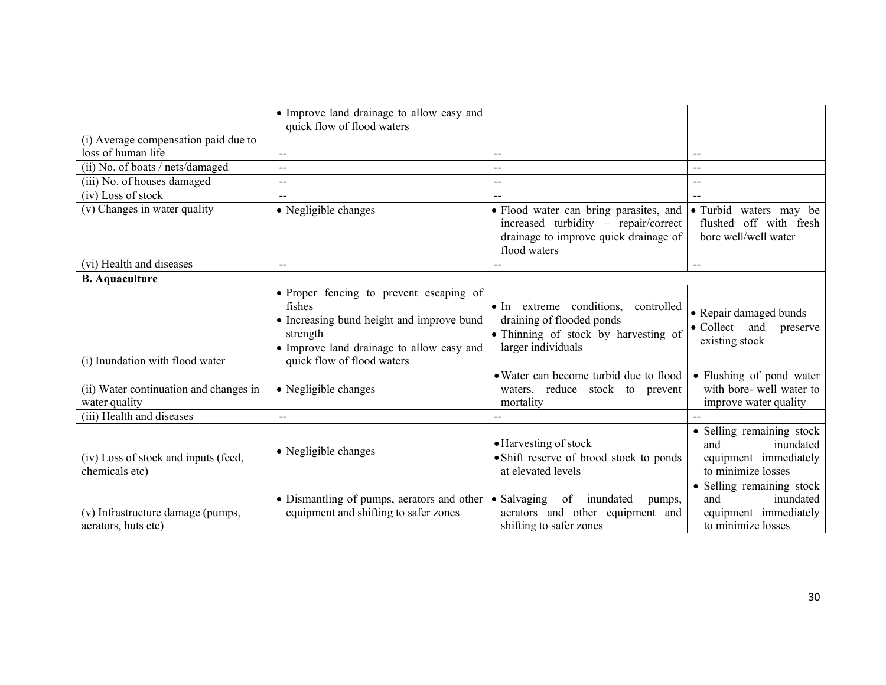| | | | |
|---|---|---|---|
| | • Improve land drainage to allow easy and quick flow of flood waters | | |
| (i) Average compensation paid due to loss of human life | -- | -- | -- |
| (ii) No. of boats / nets/damaged | -- | -- | -- |
| (iii) No. of houses damaged | -- | -- | -- |
| (iv) Loss of stock | -- | -- | -- |
| (v) Changes in water quality | • Negligible changes | • Flood water can bring parasites, and increased turbidity – repair/correct drainage to improve quick drainage of flood waters | • Turbid waters may be flushed off with fresh bore well/well water |
| (vi) Health and diseases | -- | -- | -- |
| **B. Aquaculture** | | | |
| (i) Inundation with flood water | • Proper fencing to prevent escaping of fishes<br>• Increasing bund height and improve bund strength<br>• Improve land drainage to allow easy and quick flow of flood waters | • In extreme conditions, controlled draining of flooded ponds<br>• Thinning of stock by harvesting of larger individuals | • Repair damaged bunds<br>• Collect and preserve existing stock |
| (ii) Water continuation and changes in water quality | • Negligible changes | • Water can become turbid due to flood waters, reduce stock to prevent mortality | • Flushing of pond water with bore- well water to improve water quality |
| (iii) Health and diseases | -- | -- | -- |
| (iv) Loss of stock and inputs (feed, chemicals etc) | • Negligible changes | • Harvesting of stock<br>• Shift reserve of brood stock to ponds at elevated levels | • Selling remaining stock and inundated equipment immediately to minimize losses |
| (v) Infrastructure damage (pumps, aerators, huts etc) | • Dismantling of pumps, aerators and other equipment and shifting to safer zones | • Salvaging of inundated pumps, aerators and other equipment and shifting to safer zones | • Selling remaining stock and inundated equipment immediately to minimize losses |